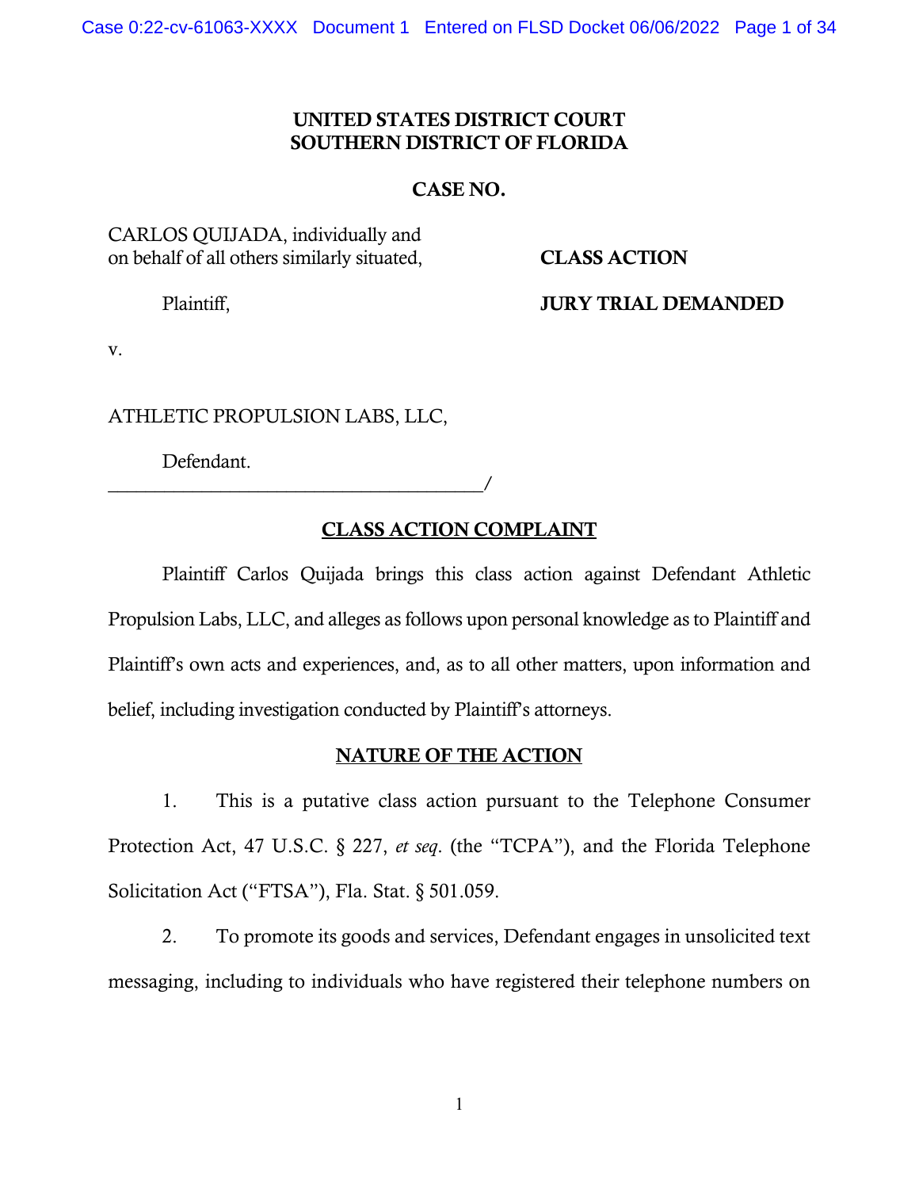**UNITED STATES DISTRICT COURT**
**SOUTHERN DISTRICT OF FLORIDA**

**CASE NO.**

CARLOS QUIJADA, individually and on behalf of all others similarly situated,

Plaintiff,

**CLASS ACTION**

**JURY TRIAL DEMANDED**

v.

ATHLETIC PROPULSION LABS, LLC,

Defendant.
_______________________________________/

## CLASS ACTION COMPLAINT

Plaintiff Carlos Quijada brings this class action against Defendant Athletic Propulsion Labs, LLC, and alleges as follows upon personal knowledge as to Plaintiff and Plaintiff's own acts and experiences, and, as to all other matters, upon information and belief, including investigation conducted by Plaintiff's attorneys.

## NATURE OF THE ACTION

1. This is a putative class action pursuant to the Telephone Consumer Protection Act, 47 U.S.C. § 227, *et seq*. (the "TCPA"), and the Florida Telephone Solicitation Act ("FTSA"), Fla. Stat. § 501.059.

2. To promote its goods and services, Defendant engages in unsolicited text messaging, including to individuals who have registered their telephone numbers on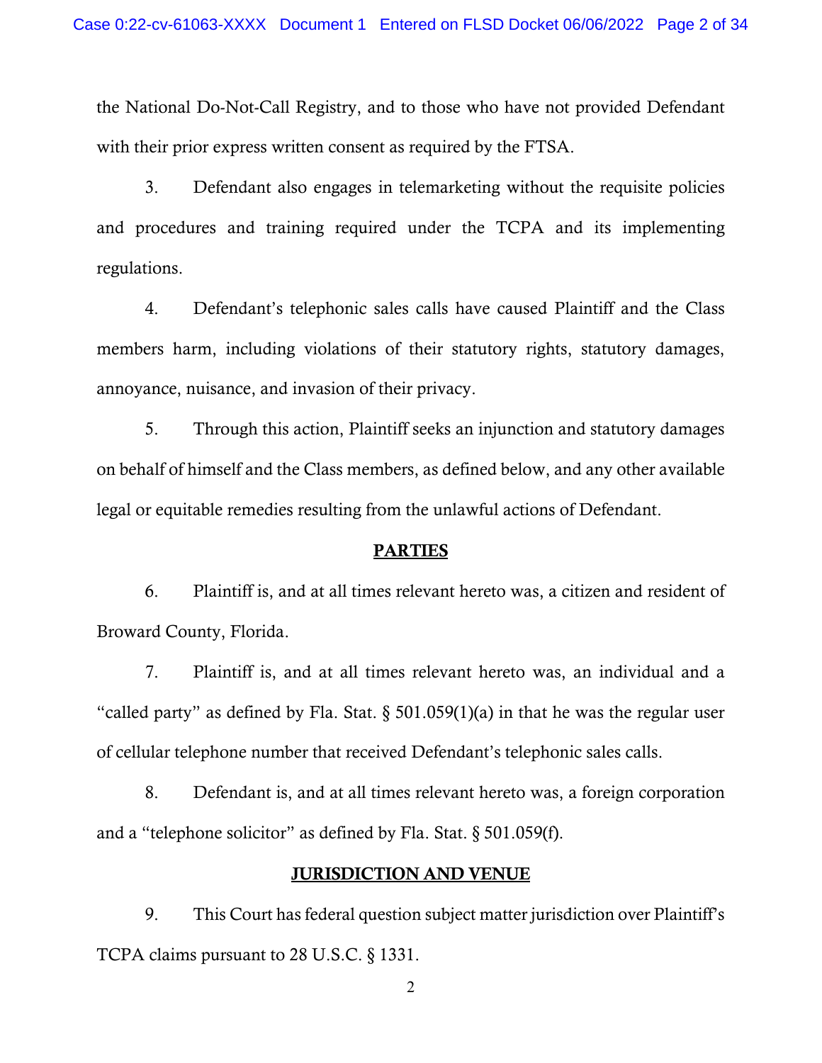the National Do-Not-Call Registry, and to those who have not provided Defendant with their prior express written consent as required by the FTSA.

3. Defendant also engages in telemarketing without the requisite policies and procedures and training required under the TCPA and its implementing regulations.

4. Defendant's telephonic sales calls have caused Plaintiff and the Class members harm, including violations of their statutory rights, statutory damages, annoyance, nuisance, and invasion of their privacy.

5. Through this action, Plaintiff seeks an injunction and statutory damages on behalf of himself and the Class members, as defined below, and any other available legal or equitable remedies resulting from the unlawful actions of Defendant.

## PARTIES

6. Plaintiff is, and at all times relevant hereto was, a citizen and resident of Broward County, Florida.

7. Plaintiff is, and at all times relevant hereto was, an individual and a "called party" as defined by Fla. Stat. § 501.059(1)(a) in that he was the regular user of cellular telephone number that received Defendant's telephonic sales calls.

8. Defendant is, and at all times relevant hereto was, a foreign corporation and a "telephone solicitor" as defined by Fla. Stat. § 501.059(f).

## JURISDICTION AND VENUE

9. This Court has federal question subject matter jurisdiction over Plaintiff's TCPA claims pursuant to 28 U.S.C. § 1331.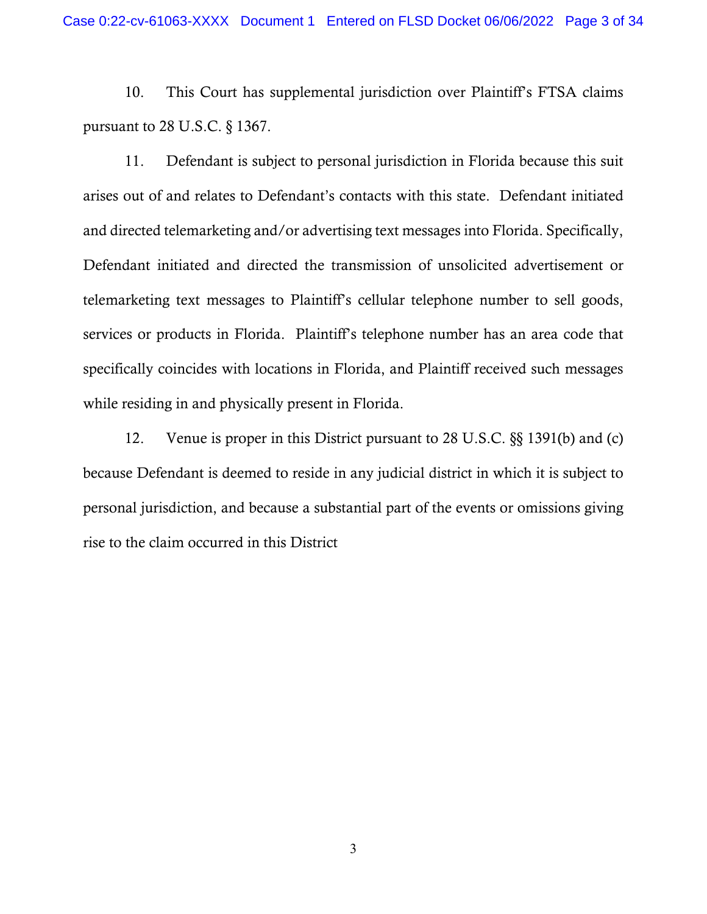10. This Court has supplemental jurisdiction over Plaintiff's FTSA claims pursuant to 28 U.S.C. § 1367.

11. Defendant is subject to personal jurisdiction in Florida because this suit arises out of and relates to Defendant's contacts with this state. Defendant initiated and directed telemarketing and/or advertising text messages into Florida. Specifically, Defendant initiated and directed the transmission of unsolicited advertisement or telemarketing text messages to Plaintiff's cellular telephone number to sell goods, services or products in Florida. Plaintiff's telephone number has an area code that specifically coincides with locations in Florida, and Plaintiff received such messages while residing in and physically present in Florida.

12. Venue is proper in this District pursuant to 28 U.S.C. §§ 1391(b) and (c) because Defendant is deemed to reside in any judicial district in which it is subject to personal jurisdiction, and because a substantial part of the events or omissions giving rise to the claim occurred in this District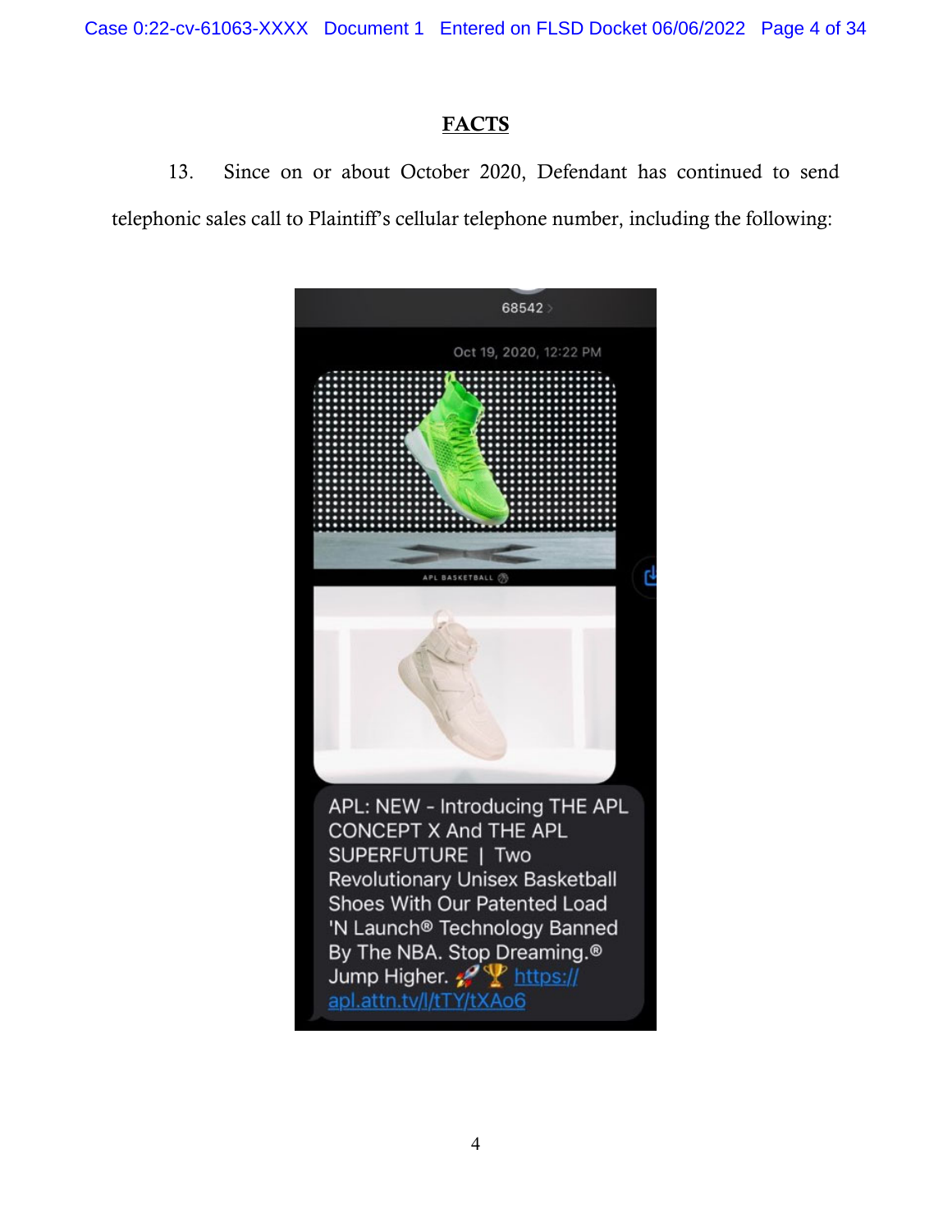## FACTS

13. Since on or about October 2020, Defendant has continued to send telephonic sales call to Plaintiff's cellular telephone number, including the following:

68542

Oct 19, 2020, 12:22 PM

APL BASKETBALL

APL: NEW - Introducing THE APL CONCEPT X And THE APL SUPERFUTURE | Two Revolutionary Unisex Basketball Shoes With Our Patented Load 'N Launch® Technology Banned By The NBA. Stop Dreaming.® Jump Higher. 🚀🏆 https://apl.attn.tv/l/tTY/tXAo6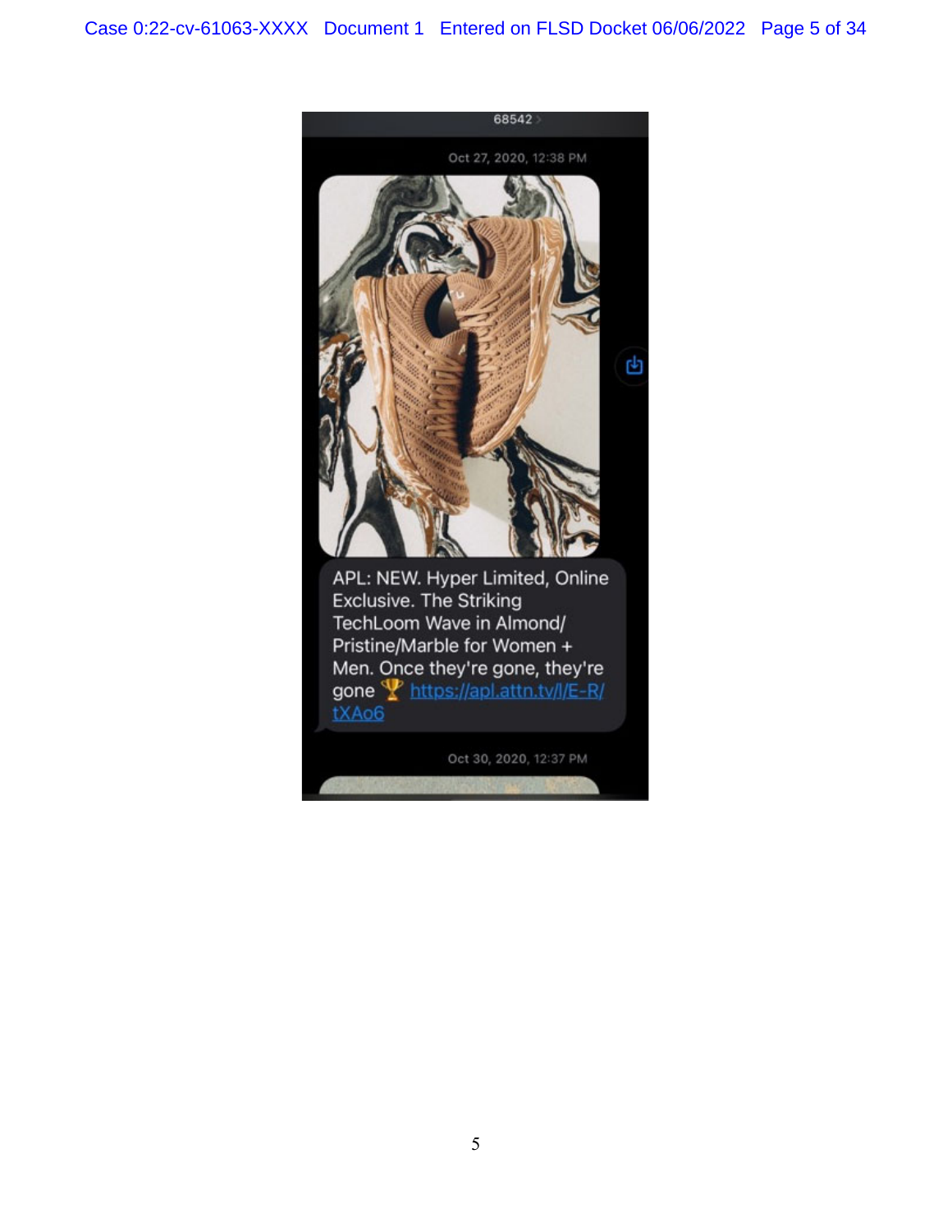68542

Oct 27, 2020, 12:38 PM

APL: NEW. Hyper Limited, Online Exclusive. The Striking TechLoom Wave in Almond/ Pristine/Marble for Women + Men. Once they're gone, they're gone 🏆 https://apl.attn.tv/l/E-R/tXAo6

Oct 30, 2020, 12:37 PM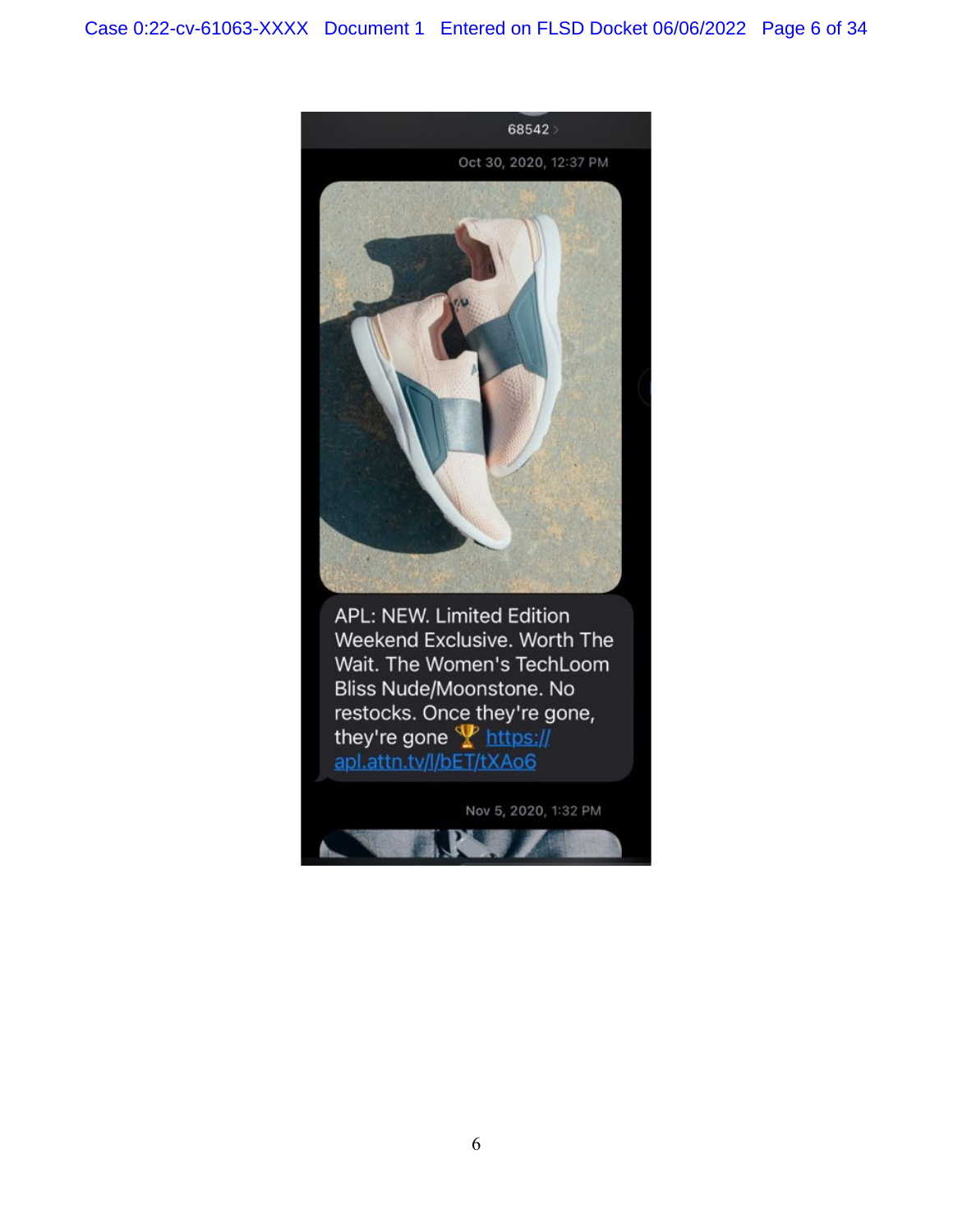68542

Oct 30, 2020, 12:37 PM

APL: NEW. Limited Edition Weekend Exclusive. Worth The Wait. The Women's TechLoom Bliss Nude/Moonstone. No restocks. Once they're gone, they're gone 🏆 https://apl.attn.tv/l/bET/tXAo6

Nov 5, 2020, 1:32 PM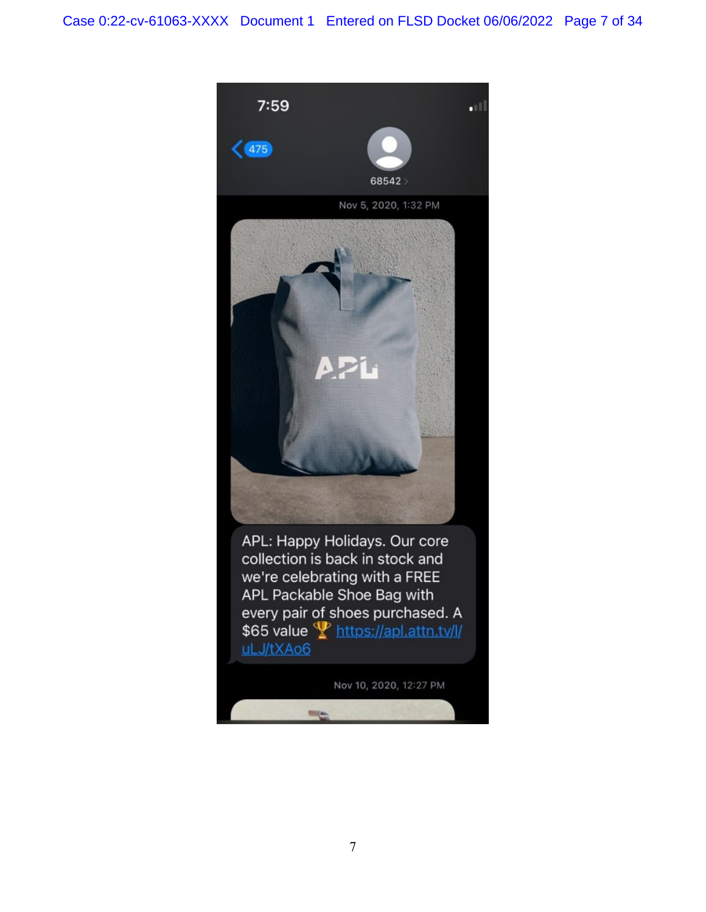7:59

475

68542

Nov 5, 2020, 1:32 PM

APL: Happy Holidays. Our core collection is back in stock and we're celebrating with a FREE APL Packable Shoe Bag with every pair of shoes purchased. A $65 value 🏆 https://apl.attn.tv/l/uLJ/tXAo6

Nov 10, 2020, 12:27 PM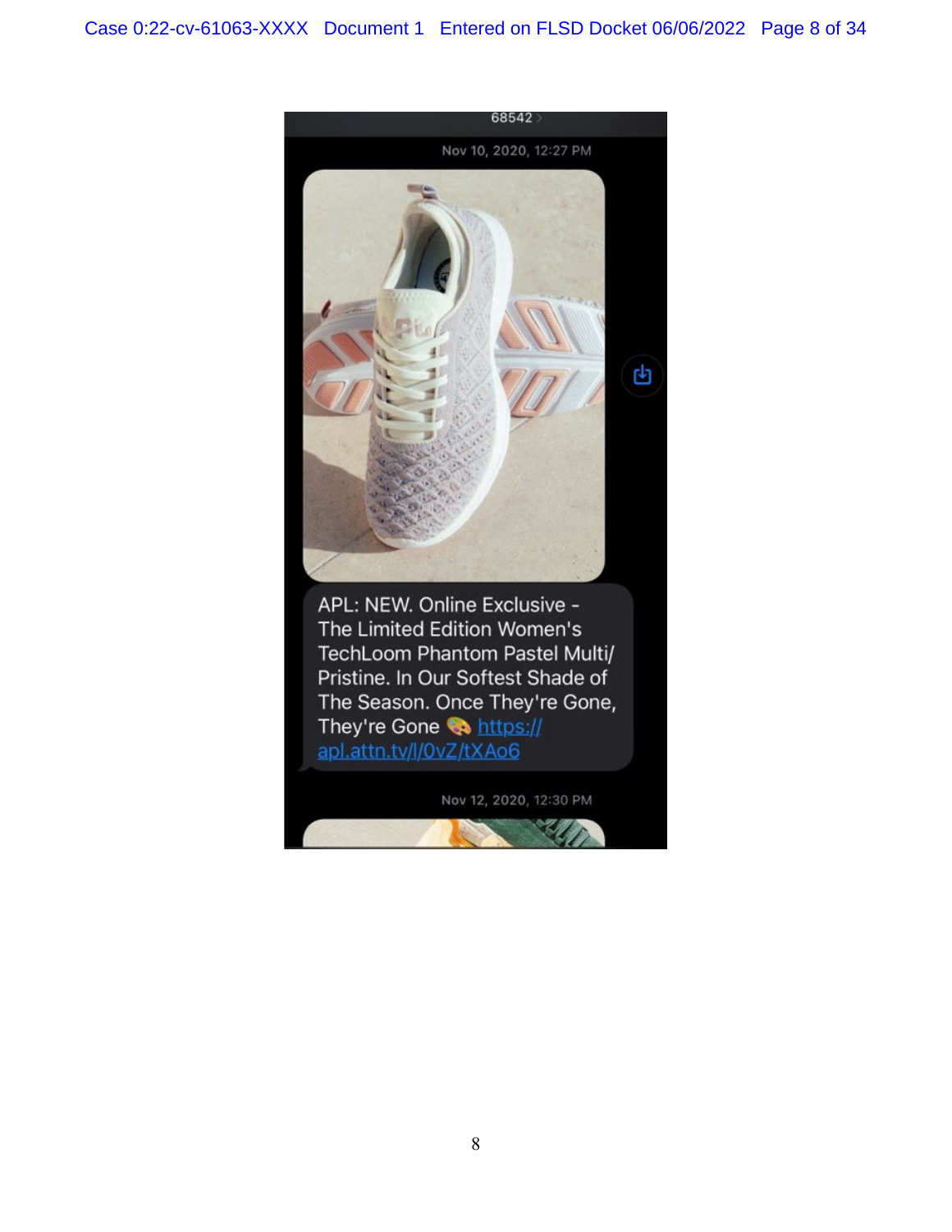68542

Nov 10, 2020, 12:27 PM

APL: NEW. Online Exclusive - The Limited Edition Women's TechLoom Phantom Pastel Multi/ Pristine. In Our Softest Shade of The Season. Once They're Gone, They're Gone 🎨 https://apl.attn.tv/l/0vZ/tXAo6

Nov 12, 2020, 12:30 PM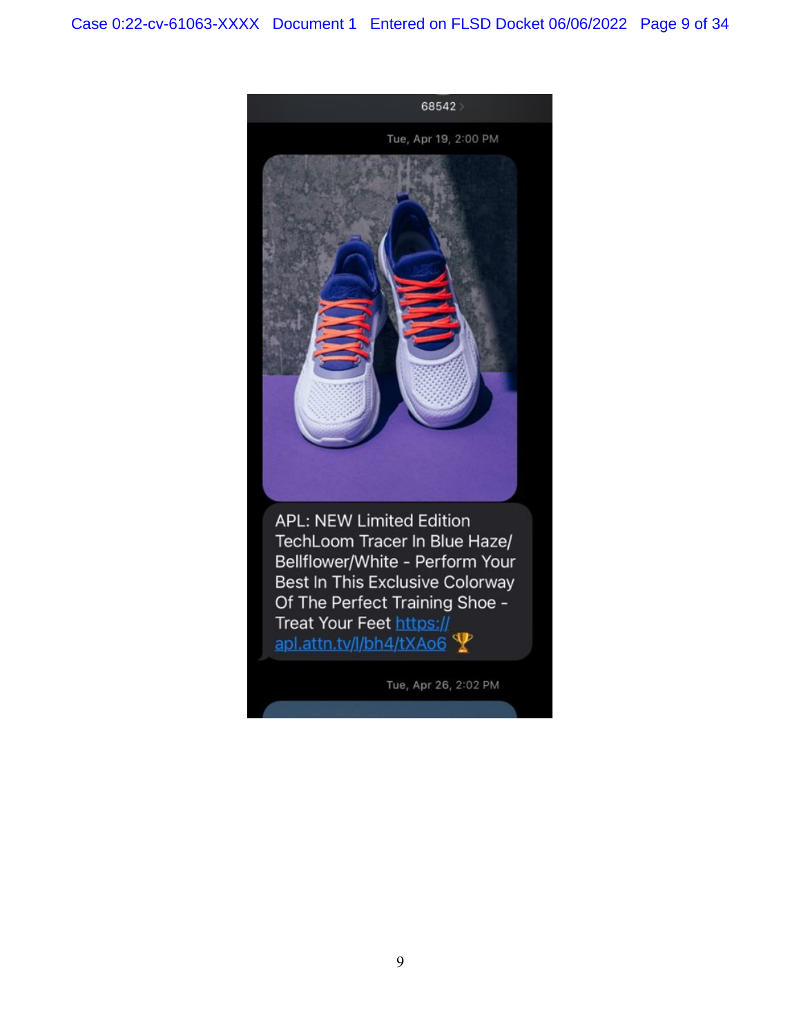68542

Tue, Apr 19, 2:00 PM

APL: NEW Limited Edition TechLoom Tracer In Blue Haze/ Bellflower/White - Perform Your Best In This Exclusive Colorway Of The Perfect Training Shoe - Treat Your Feet https://apl.attn.tv/l/bh4/tXAo6 🏆

Tue, Apr 26, 2:02 PM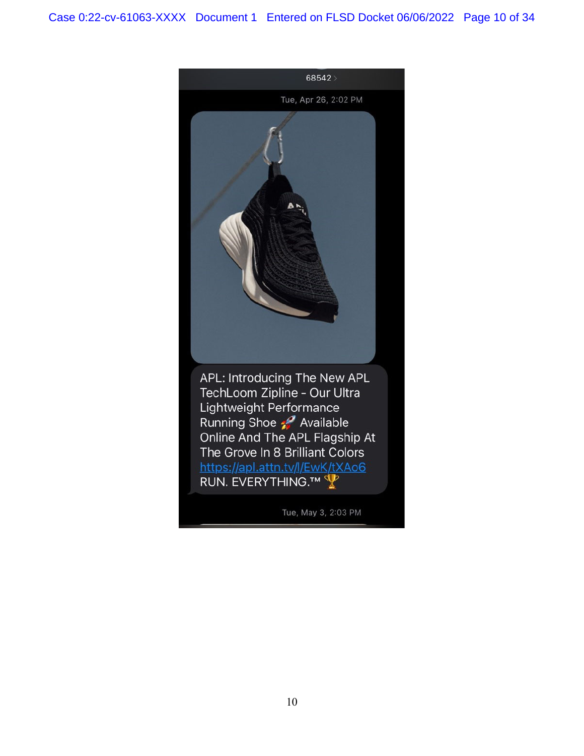68542

Tue, Apr 26, 2:02 PM

APL: Introducing The New APL TechLoom Zipline - Our Ultra Lightweight Performance Running Shoe 🚀 Available Online And The APL Flagship At The Grove In 8 Brilliant Colors https://apl.attn.tv/l/EwK/tXAo6 RUN. EVERYTHING.™ 🏆

Tue, May 3, 2:03 PM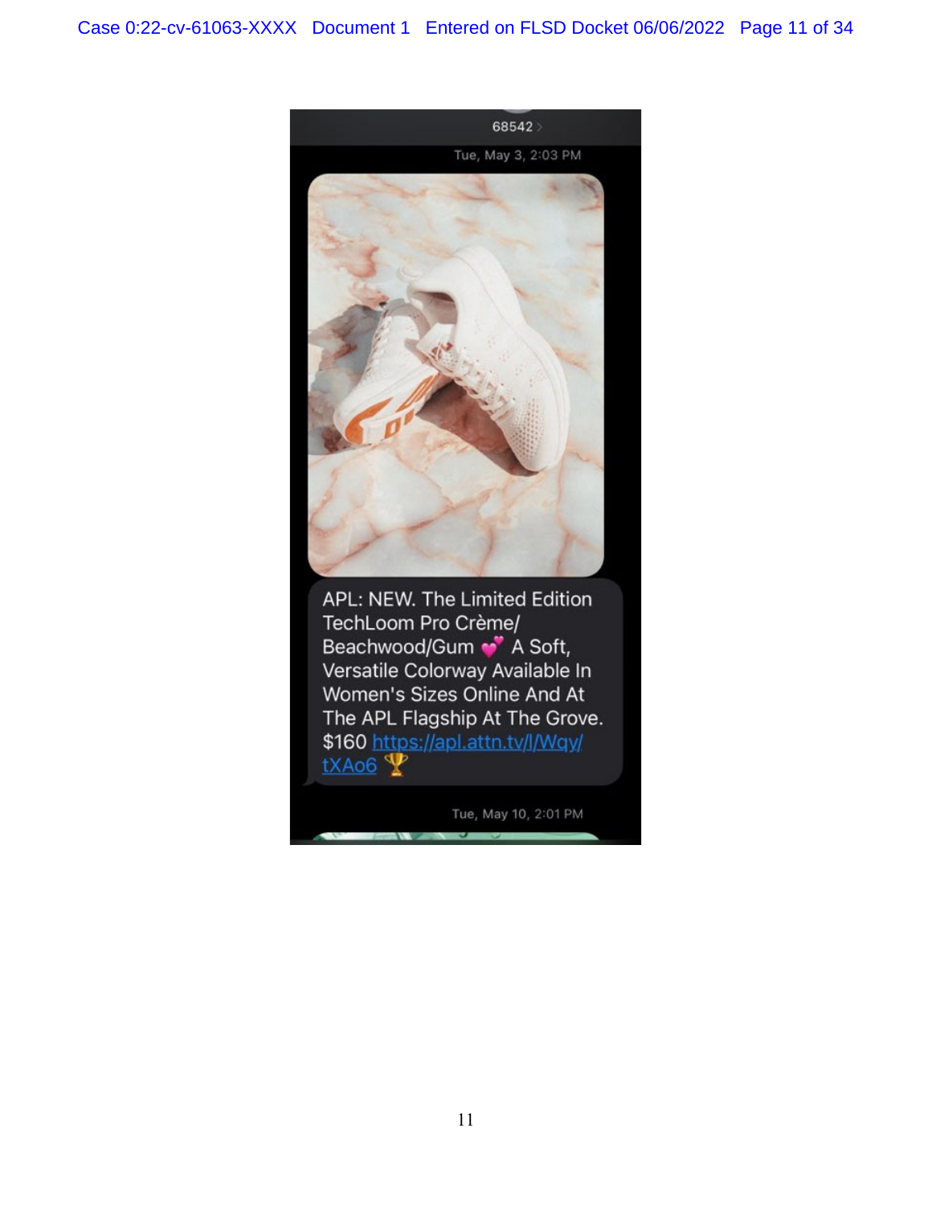68542

Tue, May 3, 2:03 PM

APL: NEW. The Limited Edition TechLoom Pro Crème/ Beachwood/Gum 💕 A Soft, Versatile Colorway Available In Women's Sizes Online And At The APL Flagship At The Grove. $160 https://apl.attn.tv/l/Wqy/tXAo6 🏆

Tue, May 10, 2:01 PM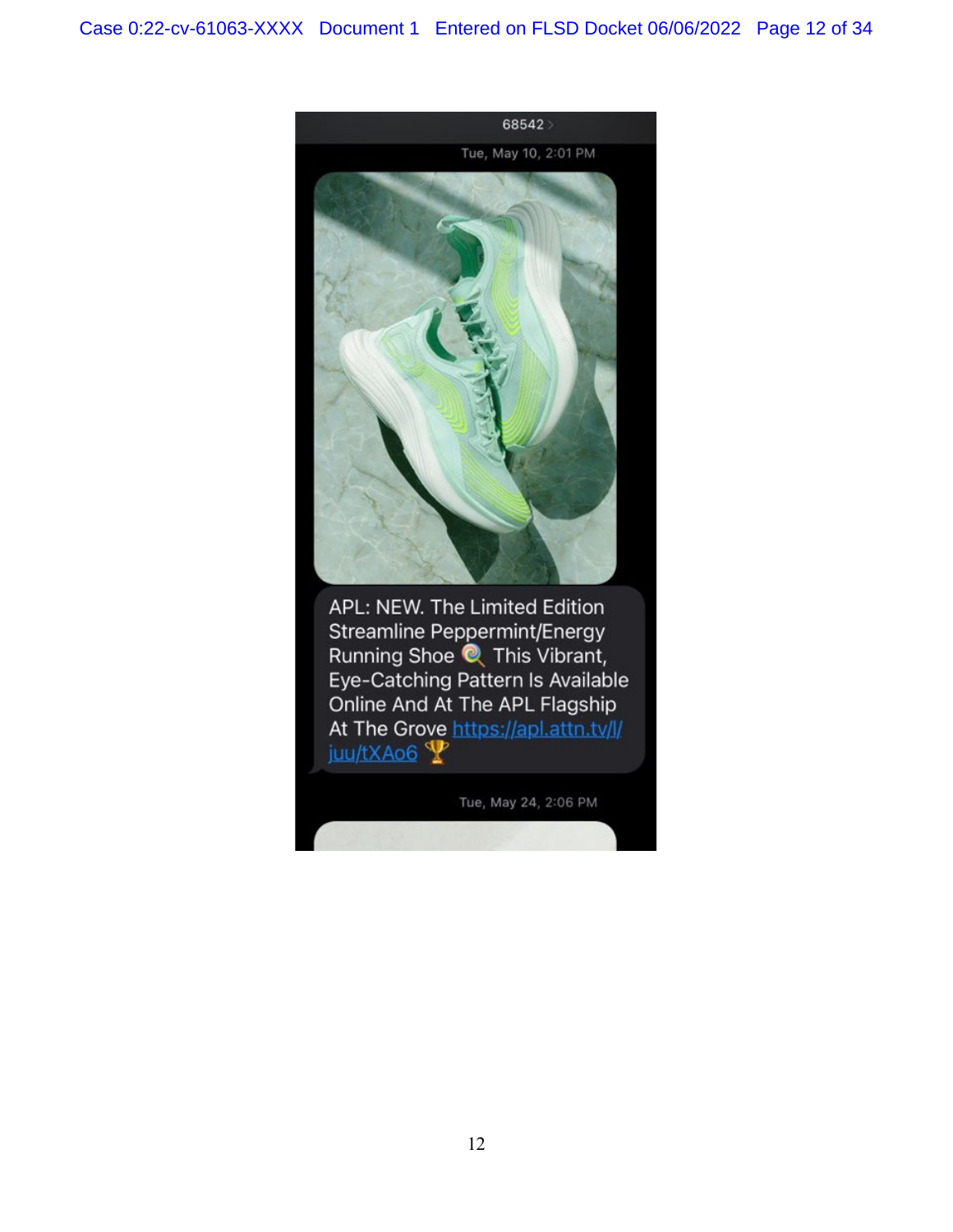68542

Tue, May 10, 2:01 PM

APL: NEW. The Limited Edition Streamline Peppermint/Energy Running Shoe 🍭 This Vibrant, Eye-Catching Pattern Is Available Online And At The APL Flagship At The Grove https://apl.attn.tv/l/juu/tXAo6 🏆

Tue, May 24, 2:06 PM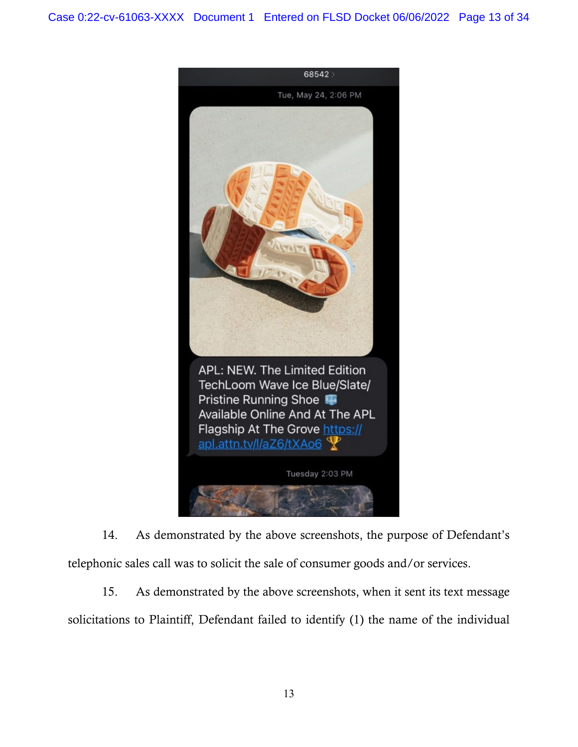68542

Tue, May 24, 2:06 PM

APL: NEW. The Limited Edition TechLoom Wave Ice Blue/Slate/ Pristine Running Shoe 🧊 Available Online And At The APL Flagship At The Grove https://apl.attn.tv/l/aZ6/tXAo6 🏆

Tuesday 2:03 PM

14. As demonstrated by the above screenshots, the purpose of Defendant's telephonic sales call was to solicit the sale of consumer goods and/or services.

15. As demonstrated by the above screenshots, when it sent its text message solicitations to Plaintiff, Defendant failed to identify (1) the name of the individual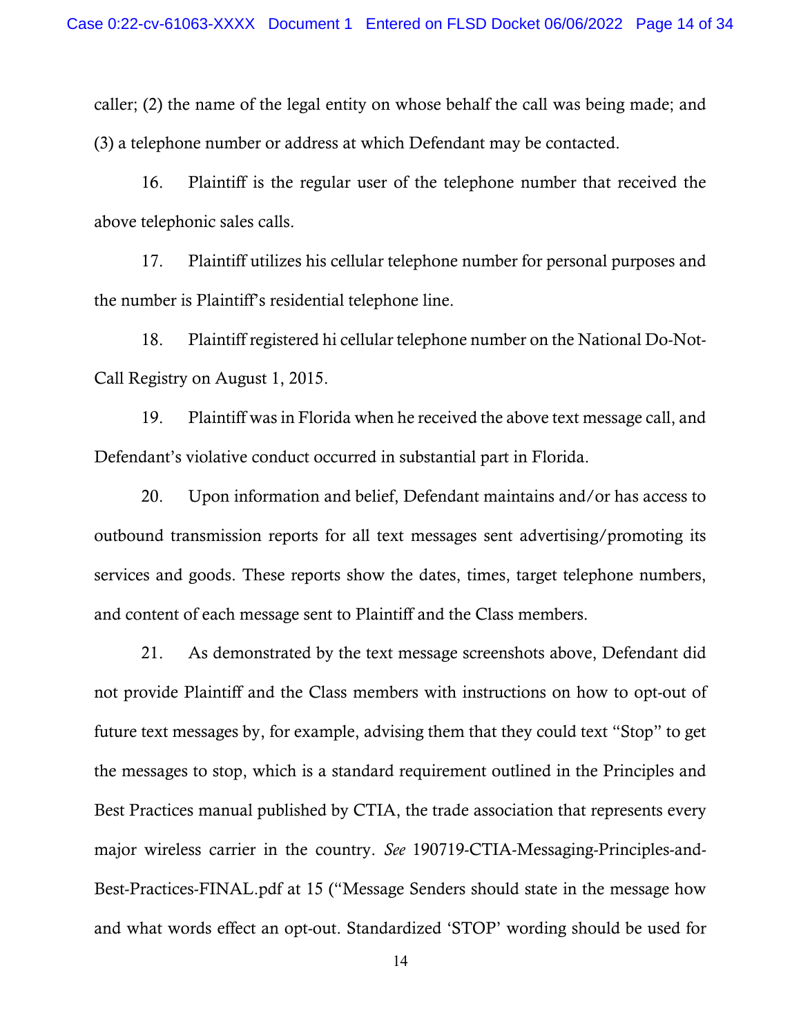caller; (2) the name of the legal entity on whose behalf the call was being made; and (3) a telephone number or address at which Defendant may be contacted.

16. Plaintiff is the regular user of the telephone number that received the above telephonic sales calls.

17. Plaintiff utilizes his cellular telephone number for personal purposes and the number is Plaintiff's residential telephone line.

18. Plaintiff registered hi cellular telephone number on the National Do-Not-Call Registry on August 1, 2015.

19. Plaintiff was in Florida when he received the above text message call, and Defendant's violative conduct occurred in substantial part in Florida.

20. Upon information and belief, Defendant maintains and/or has access to outbound transmission reports for all text messages sent advertising/promoting its services and goods. These reports show the dates, times, target telephone numbers, and content of each message sent to Plaintiff and the Class members.

21. As demonstrated by the text message screenshots above, Defendant did not provide Plaintiff and the Class members with instructions on how to opt-out of future text messages by, for example, advising them that they could text "Stop" to get the messages to stop, which is a standard requirement outlined in the Principles and Best Practices manual published by CTIA, the trade association that represents every major wireless carrier in the country. *See* 190719-CTIA-Messaging-Principles-and-Best-Practices-FINAL.pdf at 15 ("Message Senders should state in the message how and what words effect an opt-out. Standardized 'STOP' wording should be used for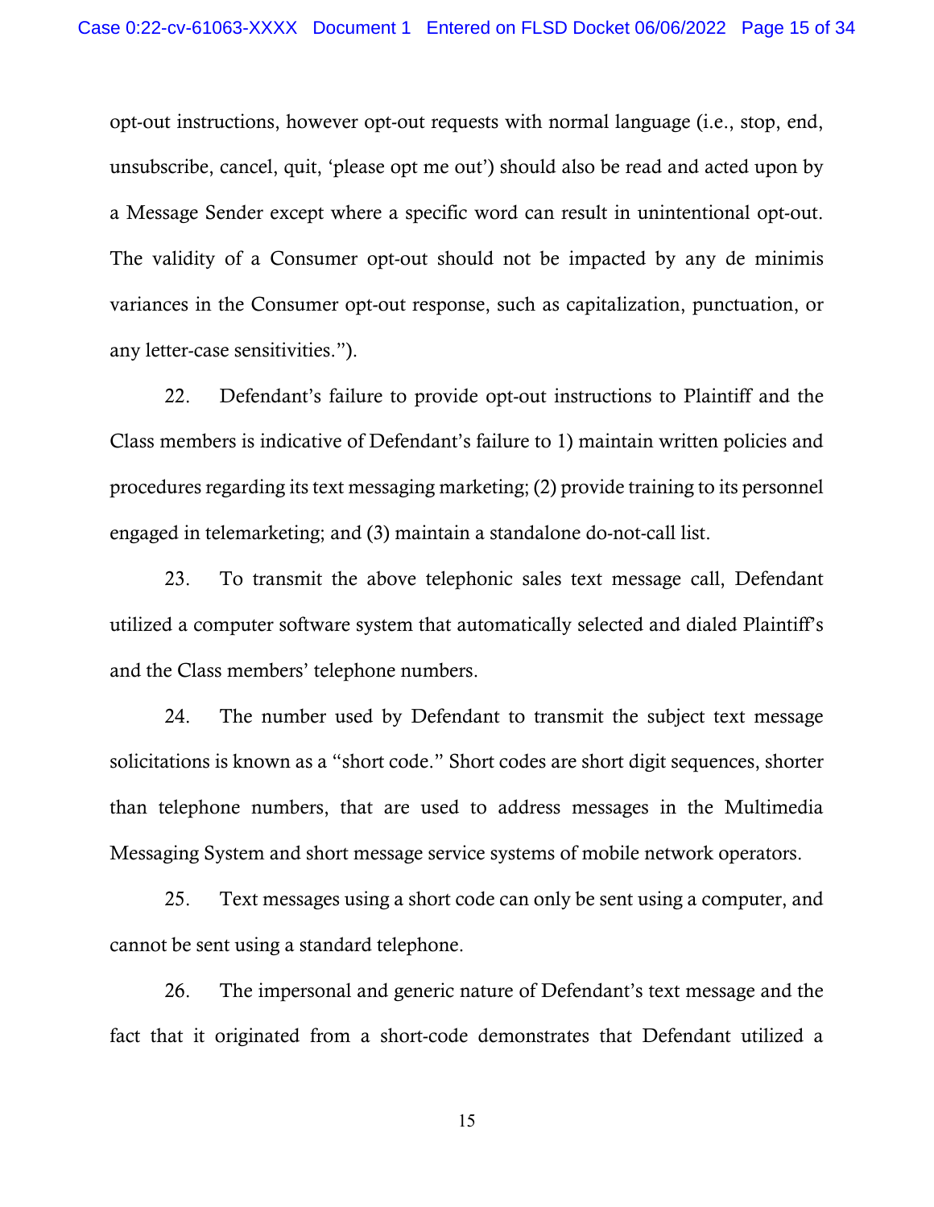opt-out instructions, however opt-out requests with normal language (i.e., stop, end, unsubscribe, cancel, quit, 'please opt me out') should also be read and acted upon by a Message Sender except where a specific word can result in unintentional opt-out. The validity of a Consumer opt-out should not be impacted by any de minimis variances in the Consumer opt-out response, such as capitalization, punctuation, or any letter-case sensitivities.").

22. Defendant's failure to provide opt-out instructions to Plaintiff and the Class members is indicative of Defendant's failure to 1) maintain written policies and procedures regarding its text messaging marketing; (2) provide training to its personnel engaged in telemarketing; and (3) maintain a standalone do-not-call list.

23. To transmit the above telephonic sales text message call, Defendant utilized a computer software system that automatically selected and dialed Plaintiff's and the Class members' telephone numbers.

24. The number used by Defendant to transmit the subject text message solicitations is known as a "short code." Short codes are short digit sequences, shorter than telephone numbers, that are used to address messages in the Multimedia Messaging System and short message service systems of mobile network operators.

25. Text messages using a short code can only be sent using a computer, and cannot be sent using a standard telephone.

26. The impersonal and generic nature of Defendant's text message and the fact that it originated from a short-code demonstrates that Defendant utilized a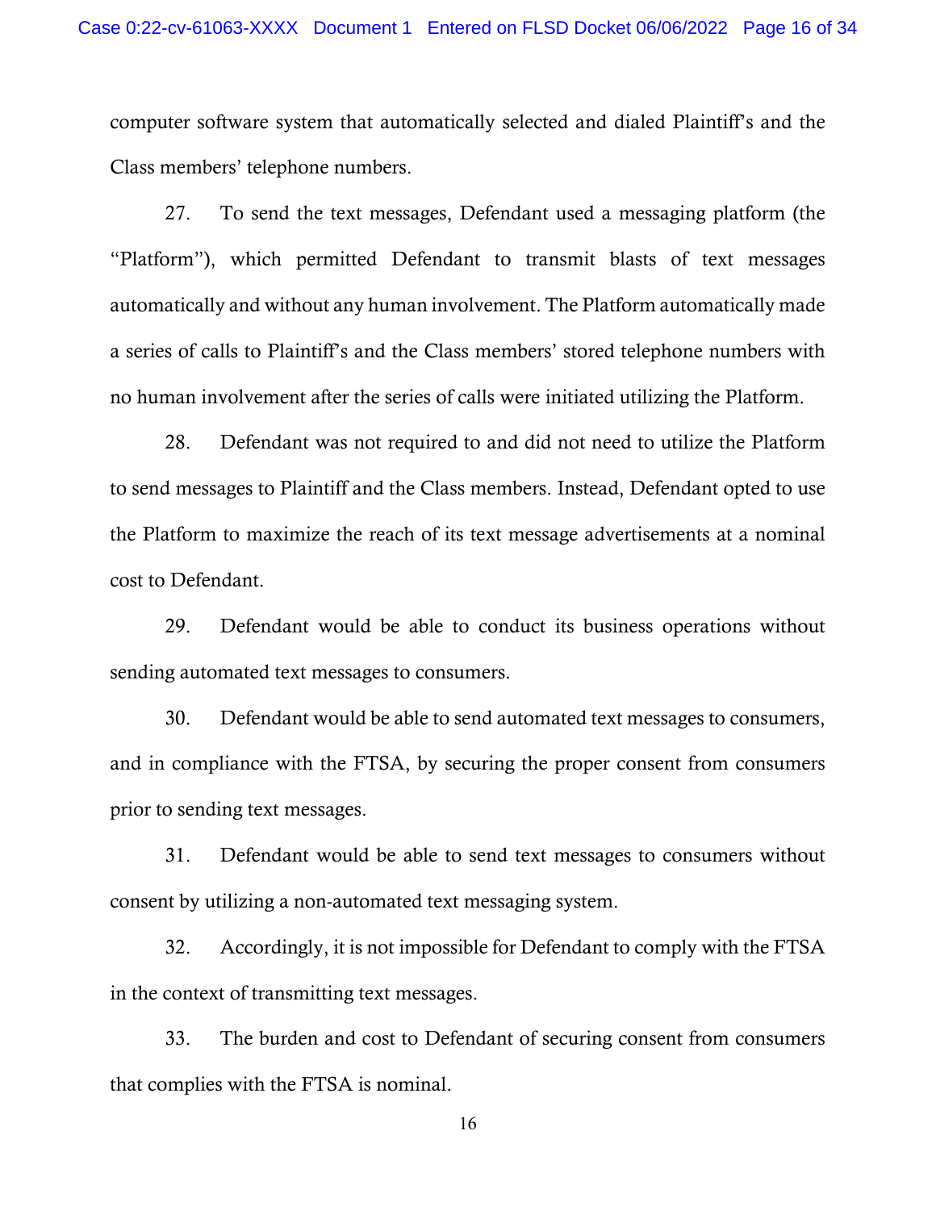computer software system that automatically selected and dialed Plaintiff's and the Class members' telephone numbers.

27. To send the text messages, Defendant used a messaging platform (the "Platform"), which permitted Defendant to transmit blasts of text messages automatically and without any human involvement. The Platform automatically made a series of calls to Plaintiff's and the Class members' stored telephone numbers with no human involvement after the series of calls were initiated utilizing the Platform.

28. Defendant was not required to and did not need to utilize the Platform to send messages to Plaintiff and the Class members. Instead, Defendant opted to use the Platform to maximize the reach of its text message advertisements at a nominal cost to Defendant.

29. Defendant would be able to conduct its business operations without sending automated text messages to consumers.

30. Defendant would be able to send automated text messages to consumers, and in compliance with the FTSA, by securing the proper consent from consumers prior to sending text messages.

31. Defendant would be able to send text messages to consumers without consent by utilizing a non-automated text messaging system.

32. Accordingly, it is not impossible for Defendant to comply with the FTSA in the context of transmitting text messages.

33. The burden and cost to Defendant of securing consent from consumers that complies with the FTSA is nominal.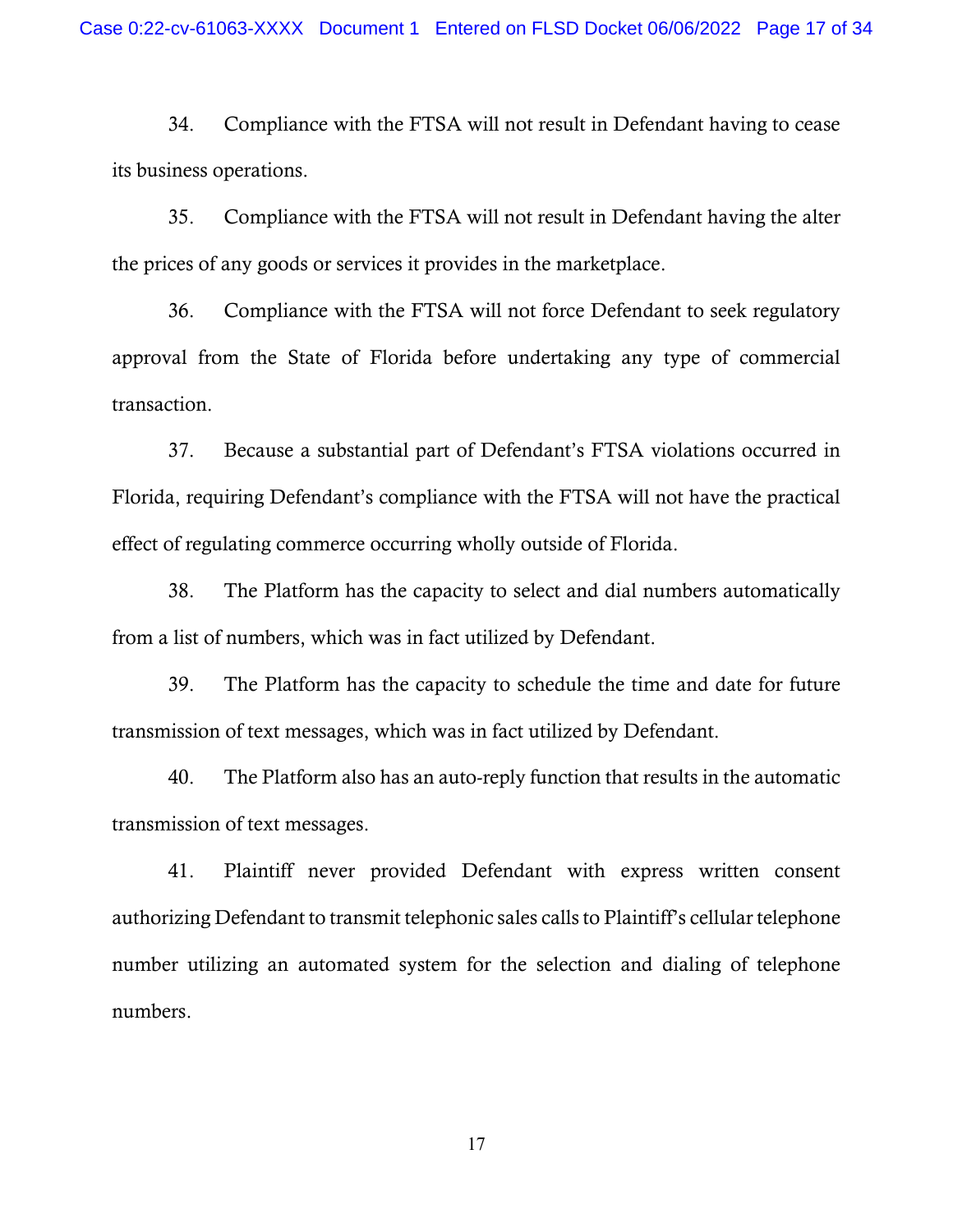34. Compliance with the FTSA will not result in Defendant having to cease its business operations.

35. Compliance with the FTSA will not result in Defendant having the alter the prices of any goods or services it provides in the marketplace.

36. Compliance with the FTSA will not force Defendant to seek regulatory approval from the State of Florida before undertaking any type of commercial transaction.

37. Because a substantial part of Defendant's FTSA violations occurred in Florida, requiring Defendant's compliance with the FTSA will not have the practical effect of regulating commerce occurring wholly outside of Florida.

38. The Platform has the capacity to select and dial numbers automatically from a list of numbers, which was in fact utilized by Defendant.

39. The Platform has the capacity to schedule the time and date for future transmission of text messages, which was in fact utilized by Defendant.

40. The Platform also has an auto-reply function that results in the automatic transmission of text messages.

41. Plaintiff never provided Defendant with express written consent authorizing Defendant to transmit telephonic sales calls to Plaintiff's cellular telephone number utilizing an automated system for the selection and dialing of telephone numbers.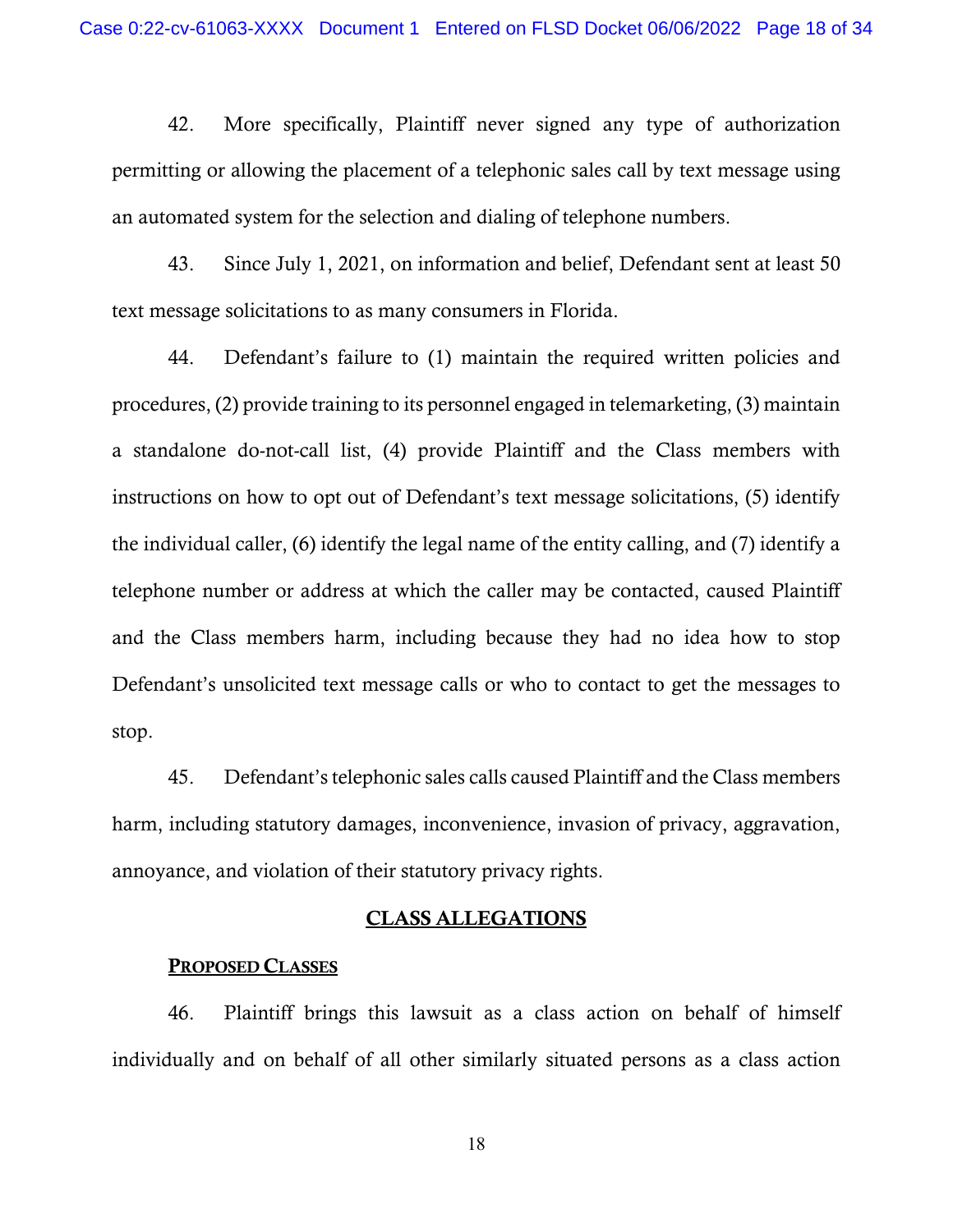42. More specifically, Plaintiff never signed any type of authorization permitting or allowing the placement of a telephonic sales call by text message using an automated system for the selection and dialing of telephone numbers.

43. Since July 1, 2021, on information and belief, Defendant sent at least 50 text message solicitations to as many consumers in Florida.

44. Defendant's failure to (1) maintain the required written policies and procedures, (2) provide training to its personnel engaged in telemarketing, (3) maintain a standalone do-not-call list, (4) provide Plaintiff and the Class members with instructions on how to opt out of Defendant's text message solicitations, (5) identify the individual caller, (6) identify the legal name of the entity calling, and (7) identify a telephone number or address at which the caller may be contacted, caused Plaintiff and the Class members harm, including because they had no idea how to stop Defendant's unsolicited text message calls or who to contact to get the messages to stop.

45. Defendant's telephonic sales calls caused Plaintiff and the Class members harm, including statutory damages, inconvenience, invasion of privacy, aggravation, annoyance, and violation of their statutory privacy rights.

## CLASS ALLEGATIONS

### PROPOSED CLASSES

46. Plaintiff brings this lawsuit as a class action on behalf of himself individually and on behalf of all other similarly situated persons as a class action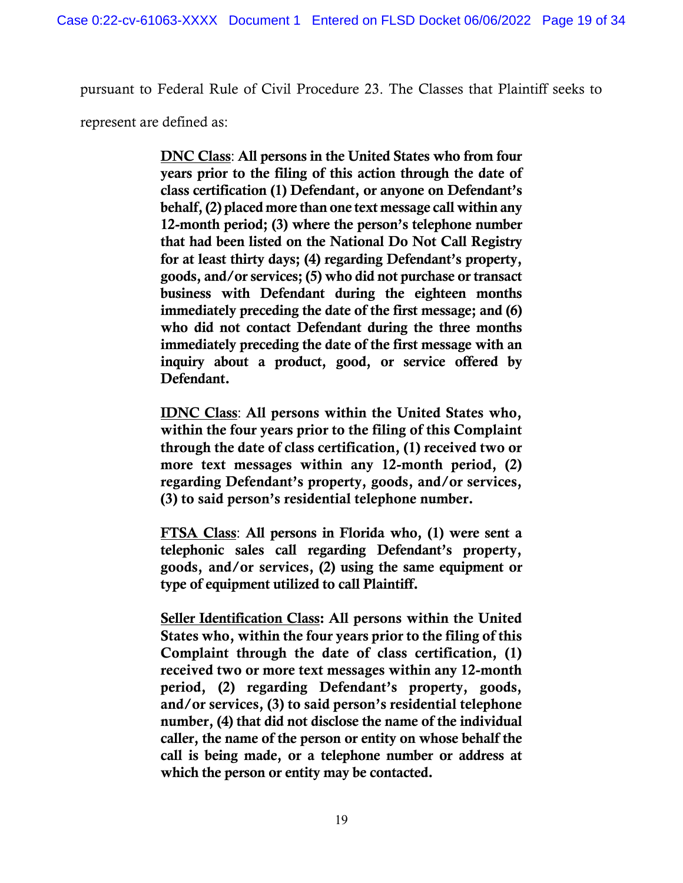pursuant to Federal Rule of Civil Procedure 23. The Classes that Plaintiff seeks to represent are defined as:

> **<u>DNC Class</u>: All persons in the United States who from four years prior to the filing of this action through the date of class certification (1) Defendant, or anyone on Defendant's behalf, (2) placed more than one text message call within any 12-month period; (3) where the person's telephone number that had been listed on the National Do Not Call Registry for at least thirty days; (4) regarding Defendant's property, goods, and/or services; (5) who did not purchase or transact business with Defendant during the eighteen months immediately preceding the date of the first message; and (6) who did not contact Defendant during the three months immediately preceding the date of the first message with an inquiry about a product, good, or service offered by Defendant.**
>
> **<u>IDNC Class</u>: All persons within the United States who, within the four years prior to the filing of this Complaint through the date of class certification, (1) received two or more text messages within any 12-month period, (2) regarding Defendant's property, goods, and/or services, (3) to said person's residential telephone number.**
>
> **<u>FTSA Class</u>: All persons in Florida who, (1) were sent a telephonic sales call regarding Defendant's property, goods, and/or services, (2) using the same equipment or type of equipment utilized to call Plaintiff.**
>
> **<u>Seller Identification Class</u>: All persons within the United States who, within the four years prior to the filing of this Complaint through the date of class certification, (1) received two or more text messages within any 12-month period, (2) regarding Defendant's property, goods, and/or services, (3) to said person's residential telephone number, (4) that did not disclose the name of the individual caller, the name of the person or entity on whose behalf the call is being made, or a telephone number or address at which the person or entity may be contacted.**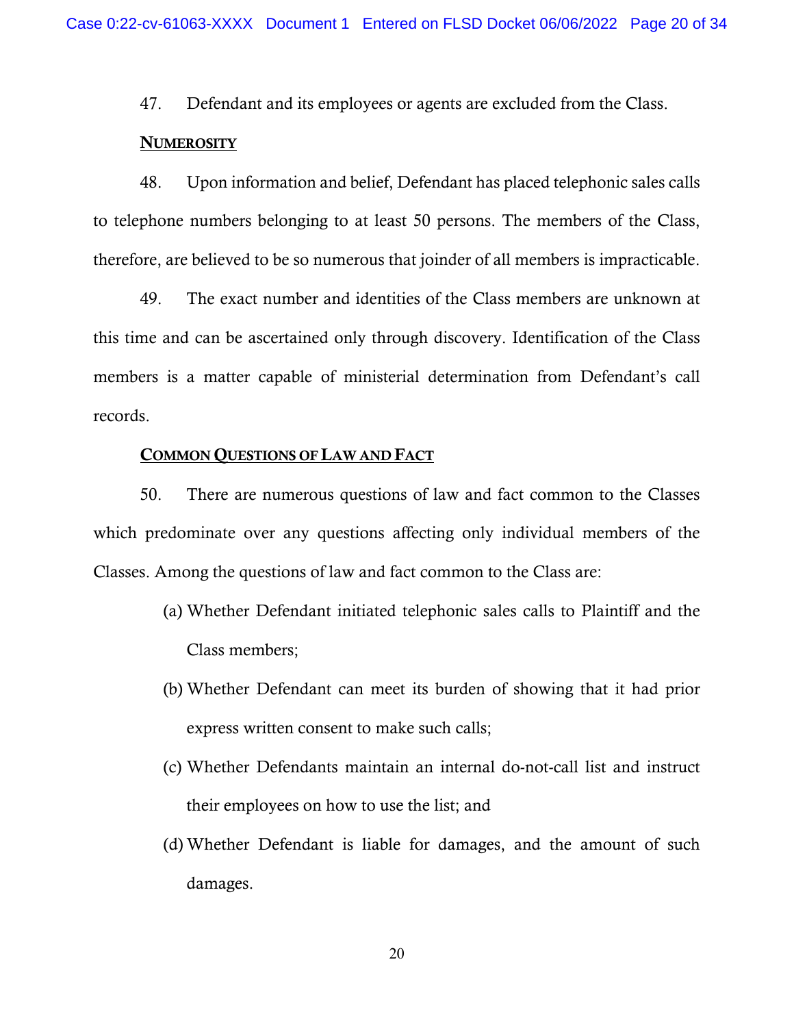47. Defendant and its employees or agents are excluded from the Class.

**NUMEROSITY**

48. Upon information and belief, Defendant has placed telephonic sales calls to telephone numbers belonging to at least 50 persons. The members of the Class, therefore, are believed to be so numerous that joinder of all members is impracticable.

49. The exact number and identities of the Class members are unknown at this time and can be ascertained only through discovery. Identification of the Class members is a matter capable of ministerial determination from Defendant's call records.

**COMMON QUESTIONS OF LAW AND FACT**

50. There are numerous questions of law and fact common to the Classes which predominate over any questions affecting only individual members of the Classes. Among the questions of law and fact common to the Class are:

(a) Whether Defendant initiated telephonic sales calls to Plaintiff and the Class members;

(b) Whether Defendant can meet its burden of showing that it had prior express written consent to make such calls;

(c) Whether Defendants maintain an internal do-not-call list and instruct their employees on how to use the list; and

(d) Whether Defendant is liable for damages, and the amount of such damages.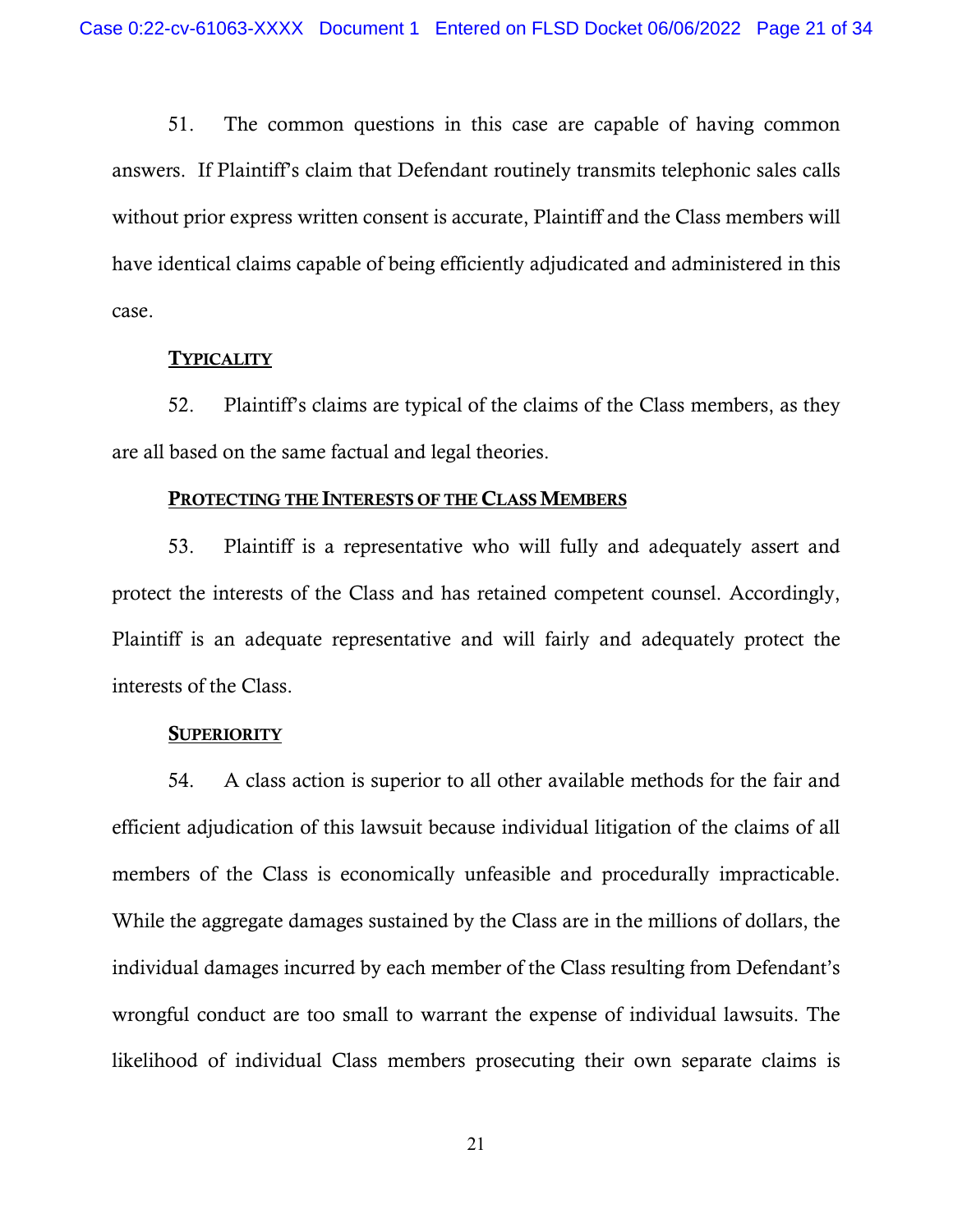51. The common questions in this case are capable of having common answers. If Plaintiff's claim that Defendant routinely transmits telephonic sales calls without prior express written consent is accurate, Plaintiff and the Class members will have identical claims capable of being efficiently adjudicated and administered in this case.

**TYPICALITY**

52. Plaintiff's claims are typical of the claims of the Class members, as they are all based on the same factual and legal theories.

**PROTECTING THE INTERESTS OF THE CLASS MEMBERS**

53. Plaintiff is a representative who will fully and adequately assert and protect the interests of the Class and has retained competent counsel. Accordingly, Plaintiff is an adequate representative and will fairly and adequately protect the interests of the Class.

**SUPERIORITY**

54. A class action is superior to all other available methods for the fair and efficient adjudication of this lawsuit because individual litigation of the claims of all members of the Class is economically unfeasible and procedurally impracticable. While the aggregate damages sustained by the Class are in the millions of dollars, the individual damages incurred by each member of the Class resulting from Defendant's wrongful conduct are too small to warrant the expense of individual lawsuits. The likelihood of individual Class members prosecuting their own separate claims is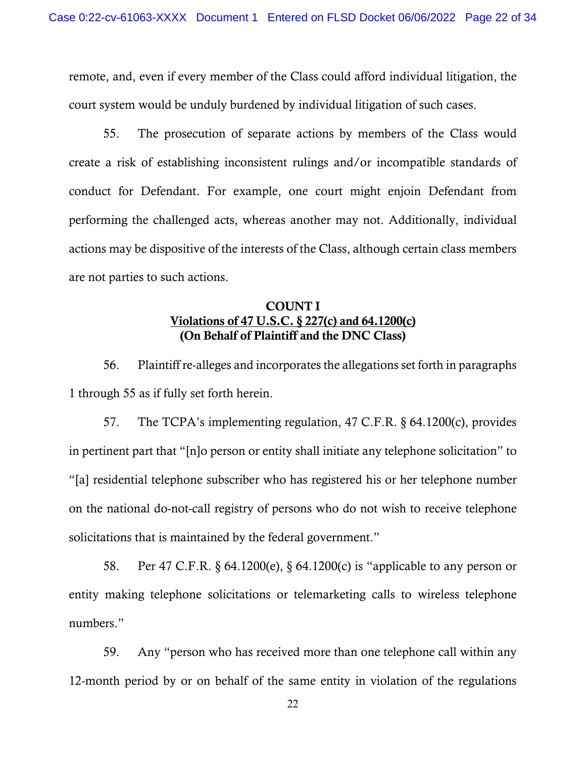remote, and, even if every member of the Class could afford individual litigation, the court system would be unduly burdened by individual litigation of such cases.

55. The prosecution of separate actions by members of the Class would create a risk of establishing inconsistent rulings and/or incompatible standards of conduct for Defendant. For example, one court might enjoin Defendant from performing the challenged acts, whereas another may not. Additionally, individual actions may be dispositive of the interests of the Class, although certain class members are not parties to such actions.

**COUNT I**
**<u>Violations of 47 U.S.C. § 227(c) and 64.1200(c)</u>**
**(On Behalf of Plaintiff and the DNC Class)**

56. Plaintiff re-alleges and incorporates the allegations set forth in paragraphs 1 through 55 as if fully set forth herein.

57. The TCPA's implementing regulation, 47 C.F.R. § 64.1200(c), provides in pertinent part that "[n]o person or entity shall initiate any telephone solicitation" to "[a] residential telephone subscriber who has registered his or her telephone number on the national do-not-call registry of persons who do not wish to receive telephone solicitations that is maintained by the federal government."

58. Per 47 C.F.R. § 64.1200(e), § 64.1200(c) is "applicable to any person or entity making telephone solicitations or telemarketing calls to wireless telephone numbers."

59. Any "person who has received more than one telephone call within any 12-month period by or on behalf of the same entity in violation of the regulations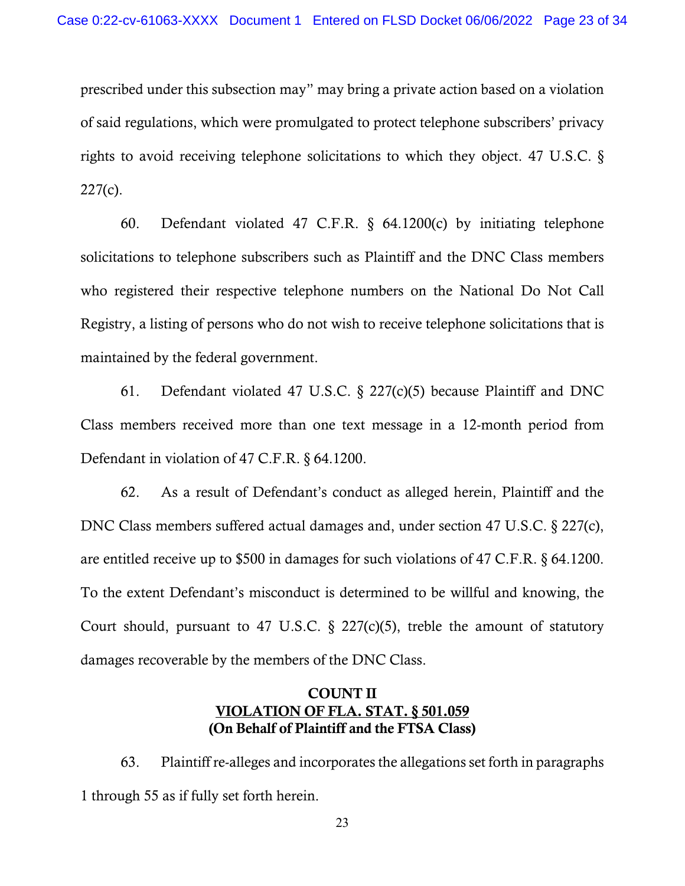prescribed under this subsection may" may bring a private action based on a violation of said regulations, which were promulgated to protect telephone subscribers' privacy rights to avoid receiving telephone solicitations to which they object. 47 U.S.C. § 227(c).

60. Defendant violated 47 C.F.R. § 64.1200(c) by initiating telephone solicitations to telephone subscribers such as Plaintiff and the DNC Class members who registered their respective telephone numbers on the National Do Not Call Registry, a listing of persons who do not wish to receive telephone solicitations that is maintained by the federal government.

61. Defendant violated 47 U.S.C. § 227(c)(5) because Plaintiff and DNC Class members received more than one text message in a 12-month period from Defendant in violation of 47 C.F.R. § 64.1200.

62. As a result of Defendant's conduct as alleged herein, Plaintiff and the DNC Class members suffered actual damages and, under section 47 U.S.C. § 227(c), are entitled receive up to $500 in damages for such violations of 47 C.F.R. § 64.1200. To the extent Defendant's misconduct is determined to be willful and knowing, the Court should, pursuant to 47 U.S.C. § 227(c)(5), treble the amount of statutory damages recoverable by the members of the DNC Class.

**COUNT II**
**<u>VIOLATION OF FLA. STAT. § 501.059</u>**
**(On Behalf of Plaintiff and the FTSA Class)**

63. Plaintiff re-alleges and incorporates the allegations set forth in paragraphs 1 through 55 as if fully set forth herein.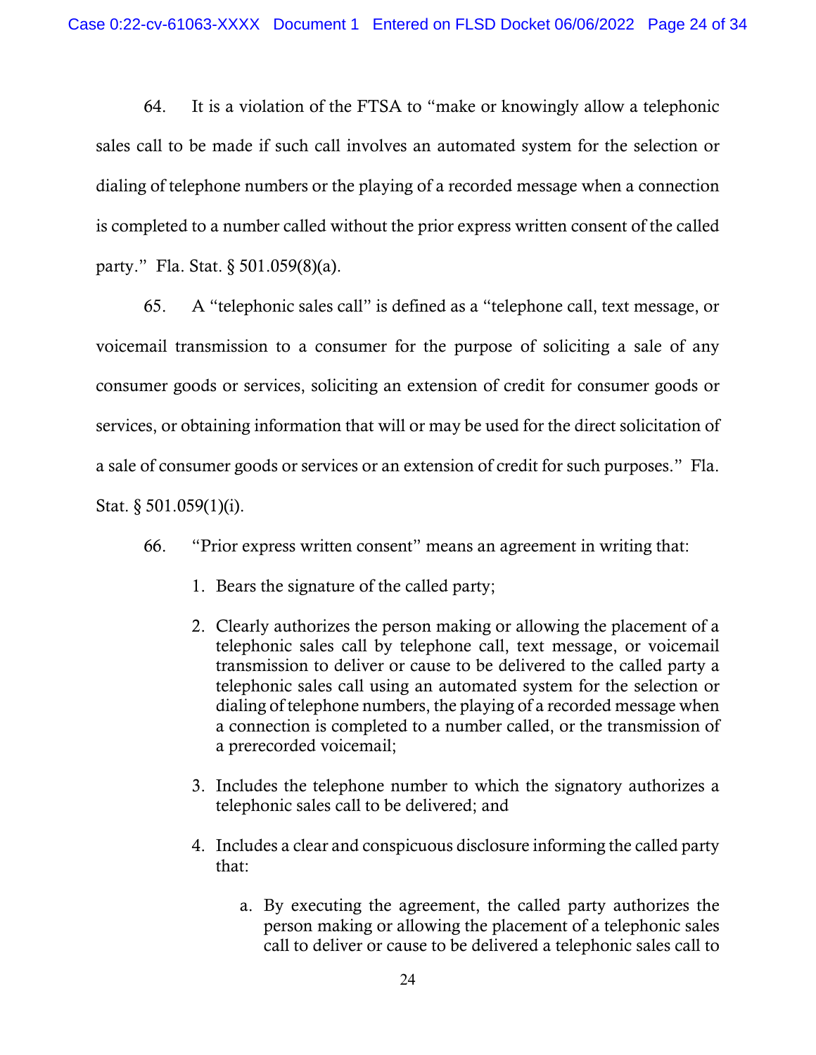64. It is a violation of the FTSA to "make or knowingly allow a telephonic sales call to be made if such call involves an automated system for the selection or dialing of telephone numbers or the playing of a recorded message when a connection is completed to a number called without the prior express written consent of the called party." Fla. Stat. § 501.059(8)(a).

65. A "telephonic sales call" is defined as a "telephone call, text message, or voicemail transmission to a consumer for the purpose of soliciting a sale of any consumer goods or services, soliciting an extension of credit for consumer goods or services, or obtaining information that will or may be used for the direct solicitation of a sale of consumer goods or services or an extension of credit for such purposes." Fla. Stat. § 501.059(1)(i).

66. "Prior express written consent" means an agreement in writing that:

1. Bears the signature of the called party;
2. Clearly authorizes the person making or allowing the placement of a telephonic sales call by telephone call, text message, or voicemail transmission to deliver or cause to be delivered to the called party a telephonic sales call using an automated system for the selection or dialing of telephone numbers, the playing of a recorded message when a connection is completed to a number called, or the transmission of a prerecorded voicemail;
3. Includes the telephone number to which the signatory authorizes a telephonic sales call to be delivered; and
4. Includes a clear and conspicuous disclosure informing the called party that:
    a. By executing the agreement, the called party authorizes the person making or allowing the placement of a telephonic sales call to deliver or cause to be delivered a telephonic sales call to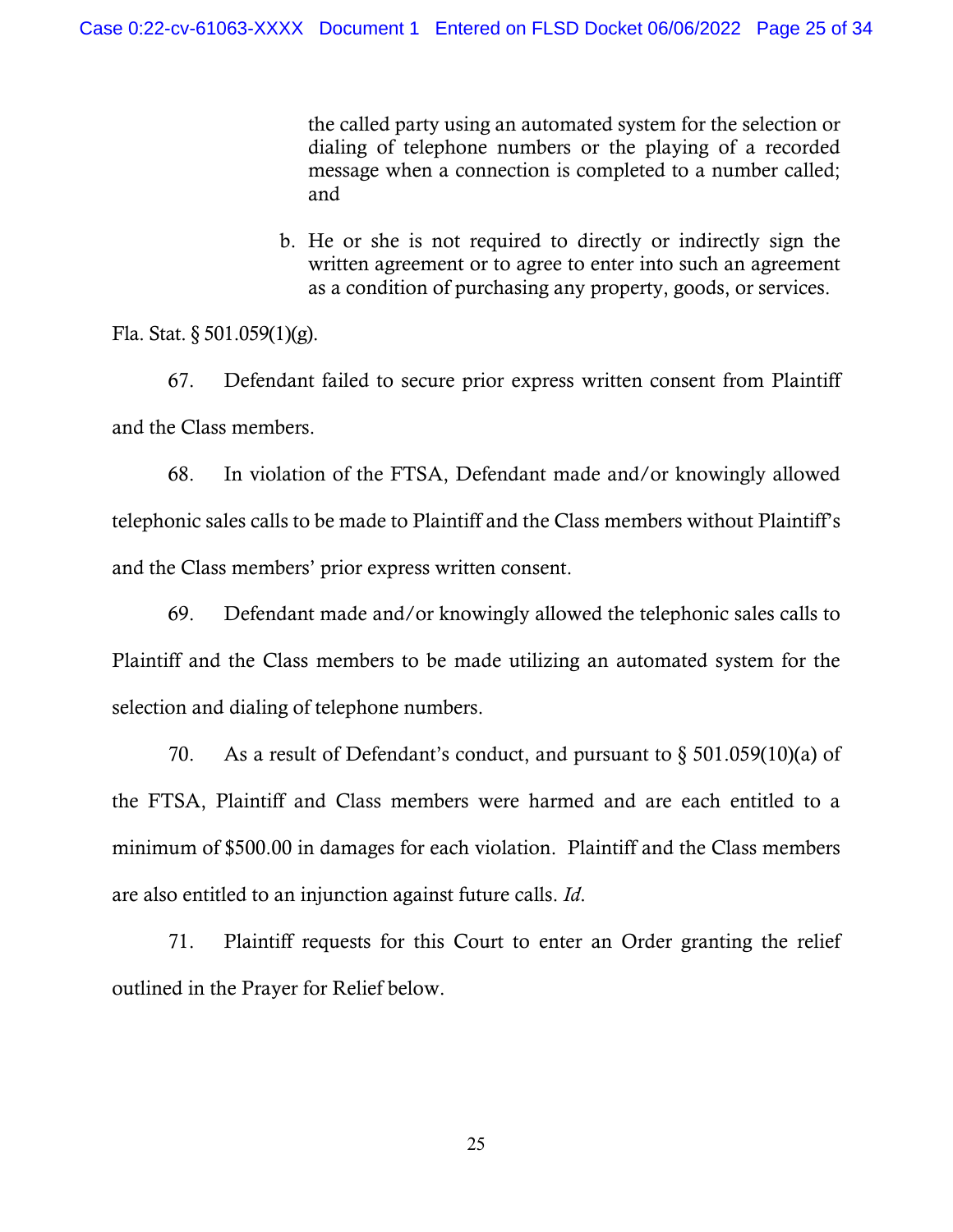> the called party using an automated system for the selection or dialing of telephone numbers or the playing of a recorded message when a connection is completed to a number called; and
>
> b. He or she is not required to directly or indirectly sign the written agreement or to agree to enter into such an agreement as a condition of purchasing any property, goods, or services.

Fla. Stat. § 501.059(1)(g).

67. Defendant failed to secure prior express written consent from Plaintiff and the Class members.

68. In violation of the FTSA, Defendant made and/or knowingly allowed telephonic sales calls to be made to Plaintiff and the Class members without Plaintiff's and the Class members' prior express written consent.

69. Defendant made and/or knowingly allowed the telephonic sales calls to Plaintiff and the Class members to be made utilizing an automated system for the selection and dialing of telephone numbers.

70. As a result of Defendant's conduct, and pursuant to § 501.059(10)(a) of the FTSA, Plaintiff and Class members were harmed and are each entitled to a minimum of $500.00 in damages for each violation. Plaintiff and the Class members are also entitled to an injunction against future calls. *Id*.

71. Plaintiff requests for this Court to enter an Order granting the relief outlined in the Prayer for Relief below.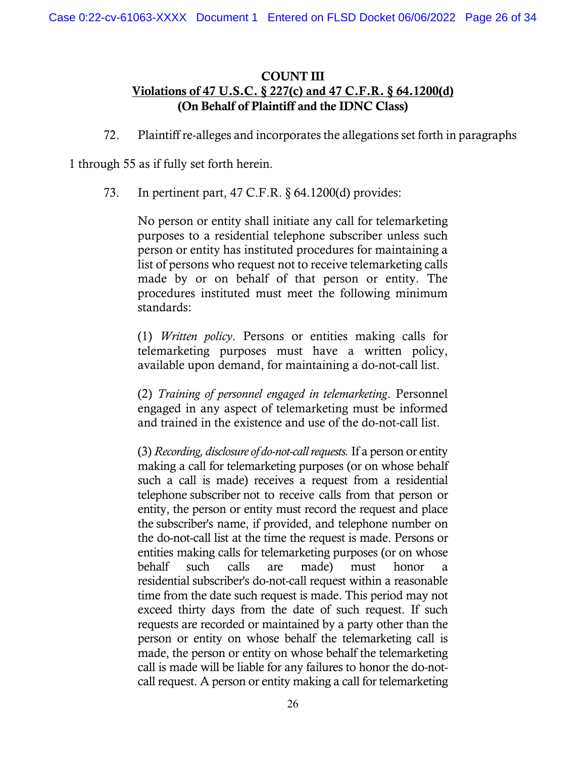**COUNT III**
**Violations of 47 U.S.C. § 227(c) and 47 C.F.R. § 64.1200(d)**
**(On Behalf of Plaintiff and the IDNC Class)**

72. Plaintiff re-alleges and incorporates the allegations set forth in paragraphs 1 through 55 as if fully set forth herein.

73. In pertinent part, 47 C.F.R. § 64.1200(d) provides:

> No person or entity shall initiate any call for telemarketing purposes to a residential telephone subscriber unless such person or entity has instituted procedures for maintaining a list of persons who request not to receive telemarketing calls made by or on behalf of that person or entity. The procedures instituted must meet the following minimum standards:
>
> (1) *Written policy*. Persons or entities making calls for telemarketing purposes must have a written policy, available upon demand, for maintaining a do-not-call list.
>
> (2) *Training of personnel engaged in telemarketing*. Personnel engaged in any aspect of telemarketing must be informed and trained in the existence and use of the do-not-call list.
>
> (3) *Recording, disclosure of do-not-call requests.* If a person or entity making a call for telemarketing purposes (or on whose behalf such a call is made) receives a request from a residential telephone subscriber not to receive calls from that person or entity, the person or entity must record the request and place the subscriber's name, if provided, and telephone number on the do-not-call list at the time the request is made. Persons or entities making calls for telemarketing purposes (or on whose behalf such calls are made) must honor a residential subscriber's do-not-call request within a reasonable time from the date such request is made. This period may not exceed thirty days from the date of such request. If such requests are recorded or maintained by a party other than the person or entity on whose behalf the telemarketing call is made, the person or entity on whose behalf the telemarketing call is made will be liable for any failures to honor the do-not-call request. A person or entity making a call for telemarketing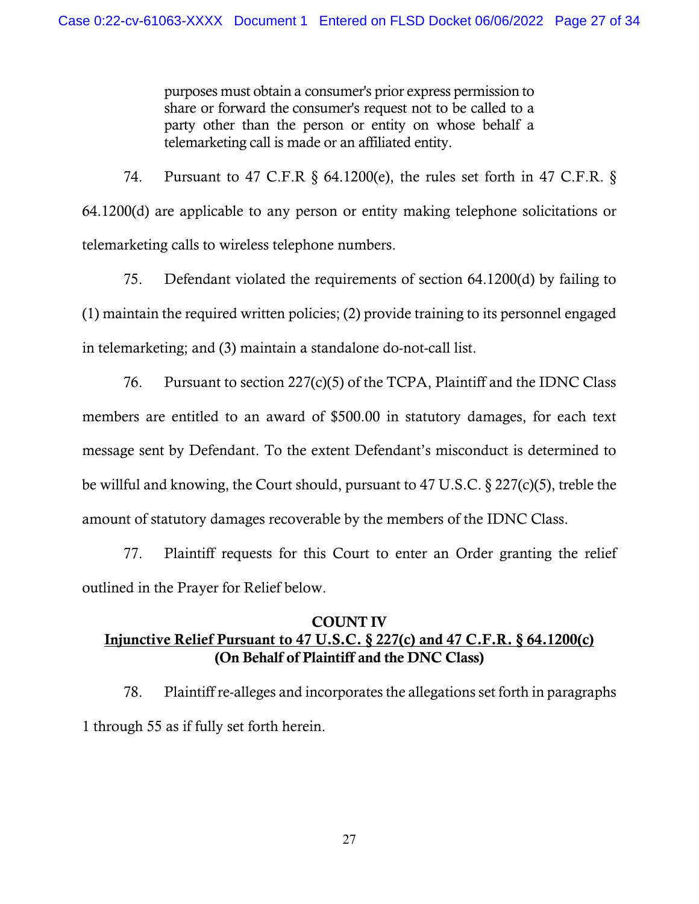> purposes must obtain a consumer's prior express permission to share or forward the consumer's request not to be called to a party other than the person or entity on whose behalf a telemarketing call is made or an affiliated entity.

74. Pursuant to 47 C.F.R § 64.1200(e), the rules set forth in 47 C.F.R. § 64.1200(d) are applicable to any person or entity making telephone solicitations or telemarketing calls to wireless telephone numbers.

75. Defendant violated the requirements of section 64.1200(d) by failing to (1) maintain the required written policies; (2) provide training to its personnel engaged in telemarketing; and (3) maintain a standalone do-not-call list.

76. Pursuant to section 227(c)(5) of the TCPA, Plaintiff and the IDNC Class members are entitled to an award of $500.00 in statutory damages, for each text message sent by Defendant. To the extent Defendant's misconduct is determined to be willful and knowing, the Court should, pursuant to 47 U.S.C. § 227(c)(5), treble the amount of statutory damages recoverable by the members of the IDNC Class.

77. Plaintiff requests for this Court to enter an Order granting the relief outlined in the Prayer for Relief below.

**COUNT IV**
**Injunctive Relief Pursuant to 47 U.S.C. § 227(c) and 47 C.F.R. § 64.1200(c)**
**(On Behalf of Plaintiff and the DNC Class)**

78. Plaintiff re-alleges and incorporates the allegations set forth in paragraphs 1 through 55 as if fully set forth herein.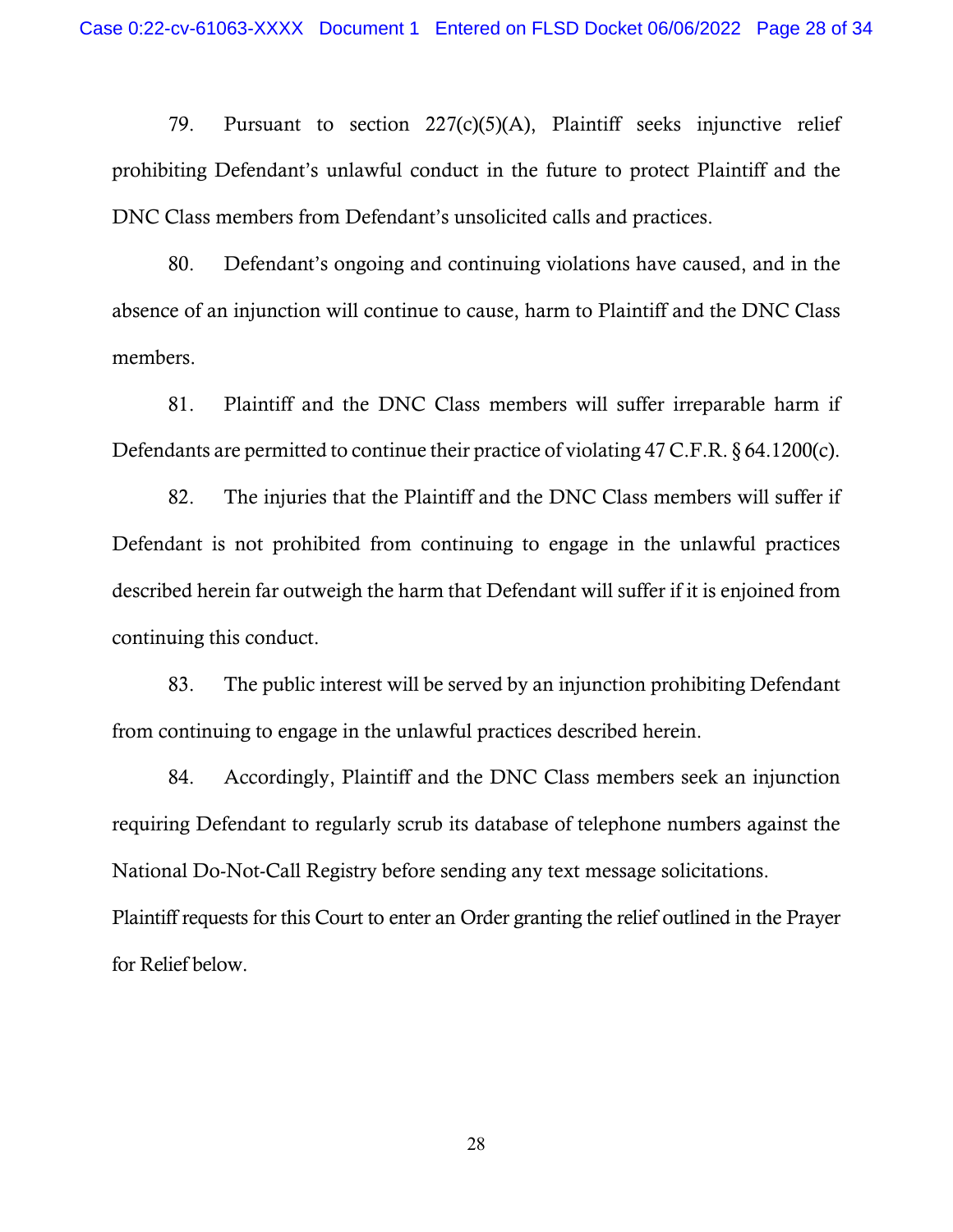79. Pursuant to section 227(c)(5)(A), Plaintiff seeks injunctive relief prohibiting Defendant's unlawful conduct in the future to protect Plaintiff and the DNC Class members from Defendant's unsolicited calls and practices.

80. Defendant's ongoing and continuing violations have caused, and in the absence of an injunction will continue to cause, harm to Plaintiff and the DNC Class members.

81. Plaintiff and the DNC Class members will suffer irreparable harm if Defendants are permitted to continue their practice of violating 47 C.F.R. § 64.1200(c).

82. The injuries that the Plaintiff and the DNC Class members will suffer if Defendant is not prohibited from continuing to engage in the unlawful practices described herein far outweigh the harm that Defendant will suffer if it is enjoined from continuing this conduct.

83. The public interest will be served by an injunction prohibiting Defendant from continuing to engage in the unlawful practices described herein.

84. Accordingly, Plaintiff and the DNC Class members seek an injunction requiring Defendant to regularly scrub its database of telephone numbers against the National Do-Not-Call Registry before sending any text message solicitations.

Plaintiff requests for this Court to enter an Order granting the relief outlined in the Prayer for Relief below.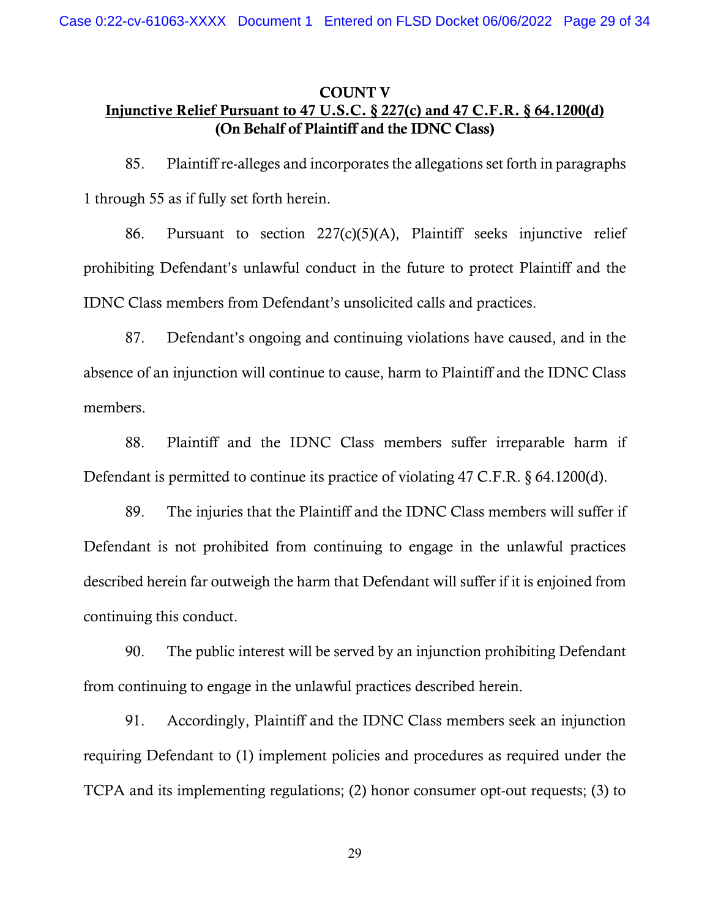**COUNT V**

**Injunctive Relief Pursuant to 47 U.S.C. § 227(c) and 47 C.F.R. § 64.1200(d)**

**(On Behalf of Plaintiff and the IDNC Class)**

85. Plaintiff re-alleges and incorporates the allegations set forth in paragraphs 1 through 55 as if fully set forth herein.

86. Pursuant to section 227(c)(5)(A), Plaintiff seeks injunctive relief prohibiting Defendant's unlawful conduct in the future to protect Plaintiff and the IDNC Class members from Defendant's unsolicited calls and practices.

87. Defendant's ongoing and continuing violations have caused, and in the absence of an injunction will continue to cause, harm to Plaintiff and the IDNC Class members.

88. Plaintiff and the IDNC Class members suffer irreparable harm if Defendant is permitted to continue its practice of violating 47 C.F.R. § 64.1200(d).

89. The injuries that the Plaintiff and the IDNC Class members will suffer if Defendant is not prohibited from continuing to engage in the unlawful practices described herein far outweigh the harm that Defendant will suffer if it is enjoined from continuing this conduct.

90. The public interest will be served by an injunction prohibiting Defendant from continuing to engage in the unlawful practices described herein.

91. Accordingly, Plaintiff and the IDNC Class members seek an injunction requiring Defendant to (1) implement policies and procedures as required under the TCPA and its implementing regulations; (2) honor consumer opt-out requests; (3) to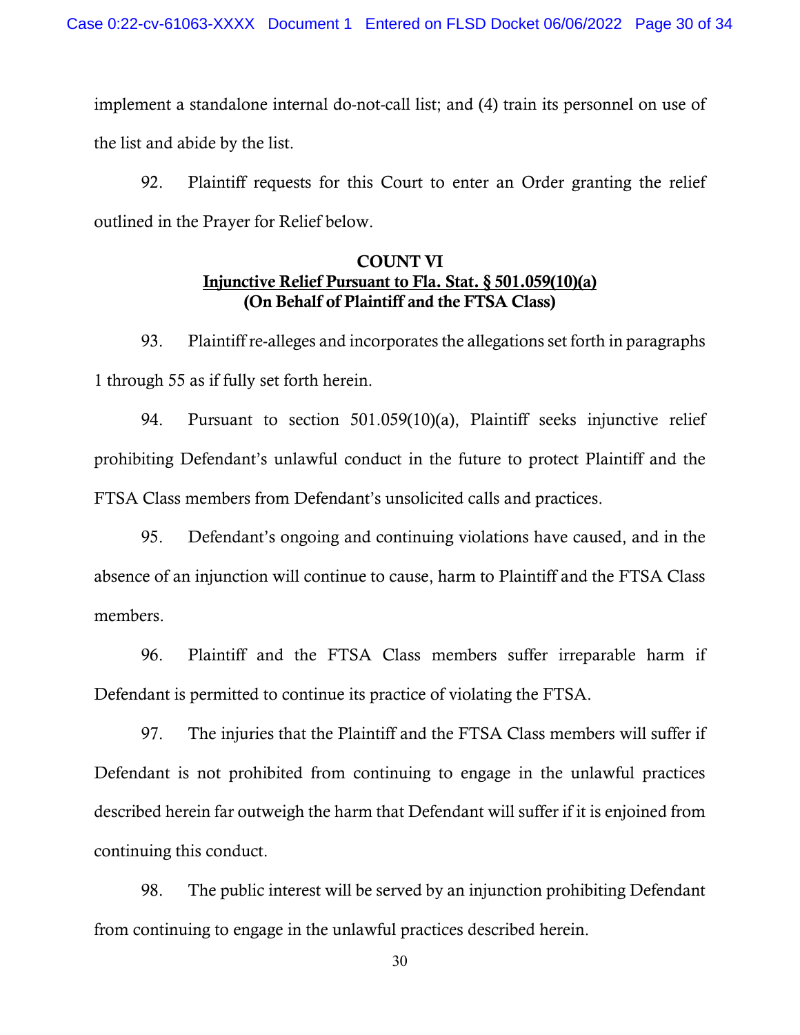implement a standalone internal do-not-call list; and (4) train its personnel on use of the list and abide by the list.

92. Plaintiff requests for this Court to enter an Order granting the relief outlined in the Prayer for Relief below.

**COUNT VI**
**Injunctive Relief Pursuant to Fla. Stat. § 501.059(10)(a)**
**(On Behalf of Plaintiff and the FTSA Class)**

93. Plaintiff re-alleges and incorporates the allegations set forth in paragraphs 1 through 55 as if fully set forth herein.

94. Pursuant to section 501.059(10)(a), Plaintiff seeks injunctive relief prohibiting Defendant's unlawful conduct in the future to protect Plaintiff and the FTSA Class members from Defendant's unsolicited calls and practices.

95. Defendant's ongoing and continuing violations have caused, and in the absence of an injunction will continue to cause, harm to Plaintiff and the FTSA Class members.

96. Plaintiff and the FTSA Class members suffer irreparable harm if Defendant is permitted to continue its practice of violating the FTSA.

97. The injuries that the Plaintiff and the FTSA Class members will suffer if Defendant is not prohibited from continuing to engage in the unlawful practices described herein far outweigh the harm that Defendant will suffer if it is enjoined from continuing this conduct.

98. The public interest will be served by an injunction prohibiting Defendant from continuing to engage in the unlawful practices described herein.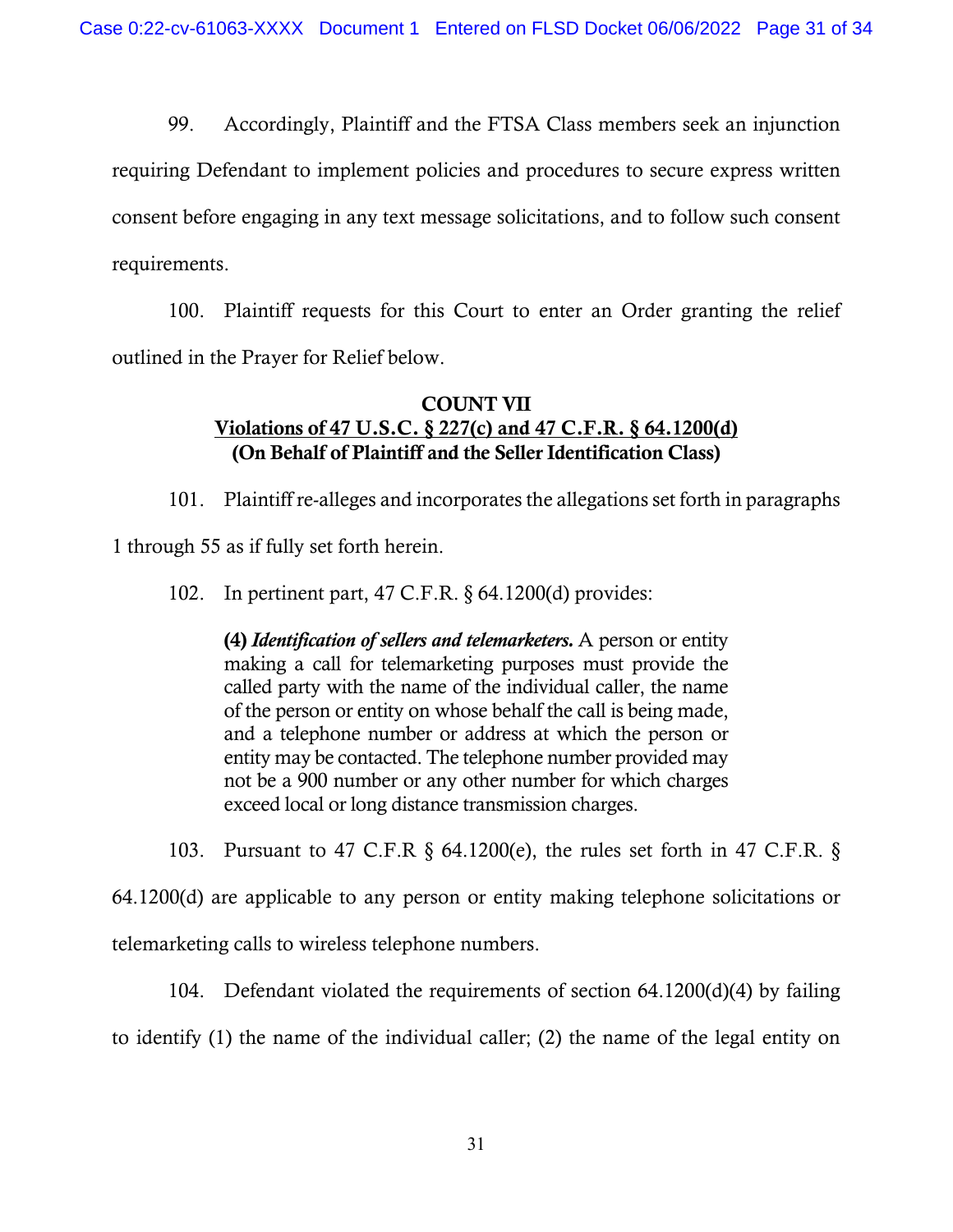99. Accordingly, Plaintiff and the FTSA Class members seek an injunction requiring Defendant to implement policies and procedures to secure express written consent before engaging in any text message solicitations, and to follow such consent requirements.

100. Plaintiff requests for this Court to enter an Order granting the relief outlined in the Prayer for Relief below.

**COUNT VII**
**Violations of 47 U.S.C. § 227(c) and 47 C.F.R. § 64.1200(d)**
**(On Behalf of Plaintiff and the Seller Identification Class)**

101. Plaintiff re-alleges and incorporates the allegations set forth in paragraphs 1 through 55 as if fully set forth herein.

102. In pertinent part, 47 C.F.R. § 64.1200(d) provides:

> **(4)** ***Identification of sellers and telemarketers.*** A person or entity making a call for telemarketing purposes must provide the called party with the name of the individual caller, the name of the person or entity on whose behalf the call is being made, and a telephone number or address at which the person or entity may be contacted. The telephone number provided may not be a 900 number or any other number for which charges exceed local or long distance transmission charges.

103. Pursuant to 47 C.F.R § 64.1200(e), the rules set forth in 47 C.F.R. § 64.1200(d) are applicable to any person or entity making telephone solicitations or telemarketing calls to wireless telephone numbers.

104. Defendant violated the requirements of section 64.1200(d)(4) by failing to identify (1) the name of the individual caller; (2) the name of the legal entity on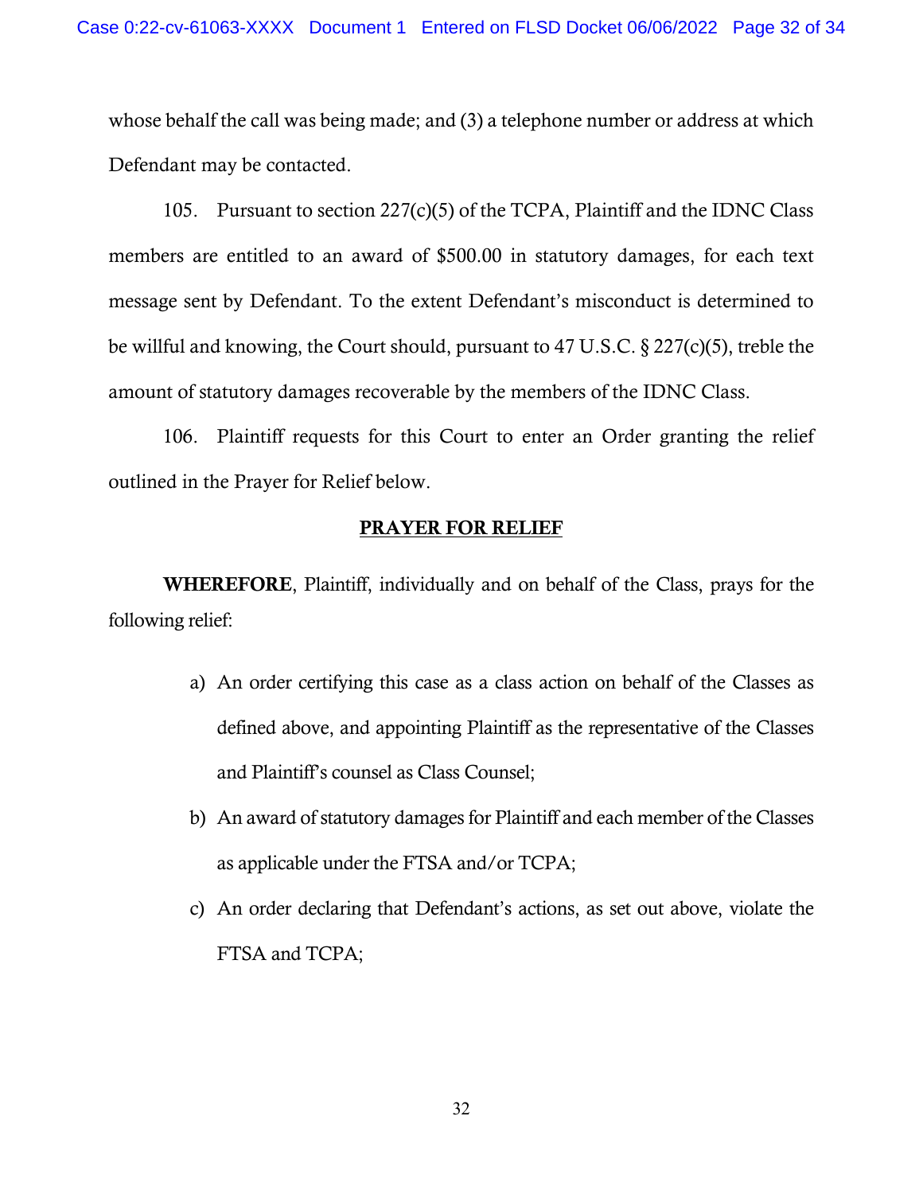whose behalf the call was being made; and (3) a telephone number or address at which Defendant may be contacted.

105. Pursuant to section 227(c)(5) of the TCPA, Plaintiff and the IDNC Class members are entitled to an award of $500.00 in statutory damages, for each text message sent by Defendant. To the extent Defendant's misconduct is determined to be willful and knowing, the Court should, pursuant to 47 U.S.C. § 227(c)(5), treble the amount of statutory damages recoverable by the members of the IDNC Class.

106. Plaintiff requests for this Court to enter an Order granting the relief outlined in the Prayer for Relief below.

## PRAYER FOR RELIEF

**WHEREFORE**, Plaintiff, individually and on behalf of the Class, prays for the following relief:

a) An order certifying this case as a class action on behalf of the Classes as defined above, and appointing Plaintiff as the representative of the Classes and Plaintiff's counsel as Class Counsel;

b) An award of statutory damages for Plaintiff and each member of the Classes as applicable under the FTSA and/or TCPA;

c) An order declaring that Defendant's actions, as set out above, violate the FTSA and TCPA;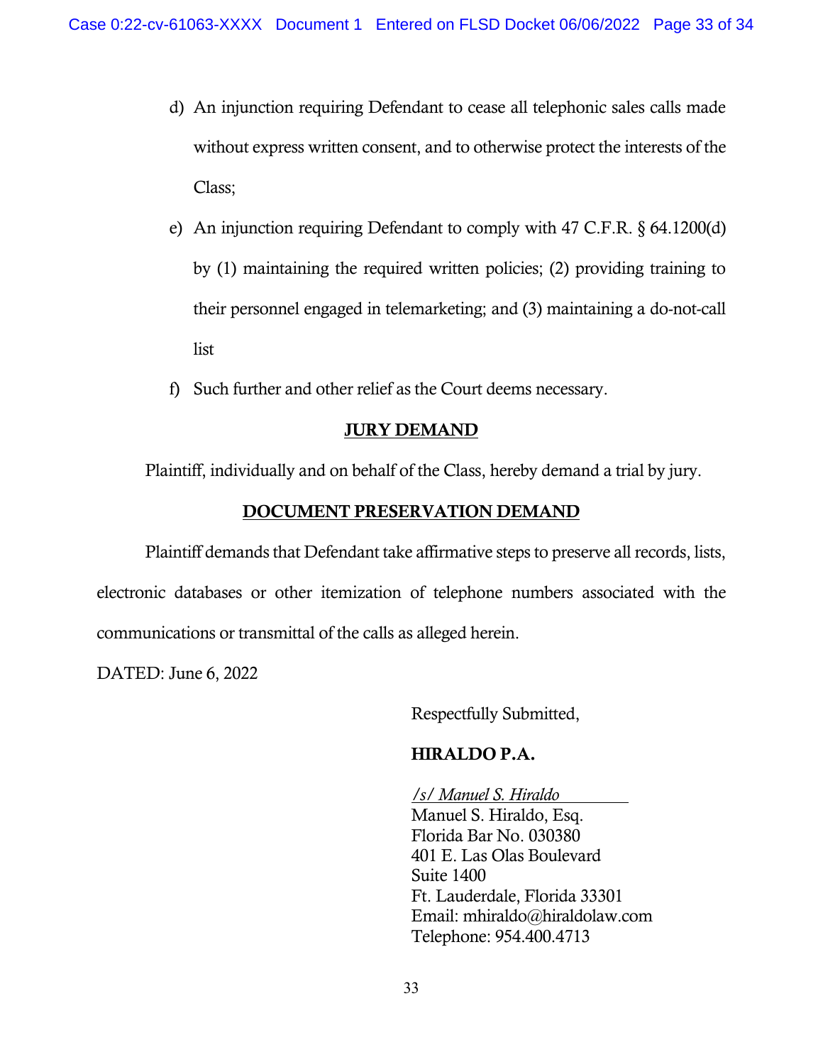d) An injunction requiring Defendant to cease all telephonic sales calls made without express written consent, and to otherwise protect the interests of the Class;

e) An injunction requiring Defendant to comply with 47 C.F.R. § 64.1200(d) by (1) maintaining the required written policies; (2) providing training to their personnel engaged in telemarketing; and (3) maintaining a do-not-call list

f) Such further and other relief as the Court deems necessary.

**JURY DEMAND**

Plaintiff, individually and on behalf of the Class, hereby demand a trial by jury.

**DOCUMENT PRESERVATION DEMAND**

Plaintiff demands that Defendant take affirmative steps to preserve all records, lists, electronic databases or other itemization of telephone numbers associated with the communications or transmittal of the calls as alleged herein.

DATED: June 6, 2022

Respectfully Submitted,

**HIRALDO P.A.**

*/s/ Manuel S. Hiraldo*
Manuel S. Hiraldo, Esq.
Florida Bar No. 030380
401 E. Las Olas Boulevard
Suite 1400
Ft. Lauderdale, Florida 33301
Email: mhiraldo@hiraldolaw.com
Telephone: 954.400.4713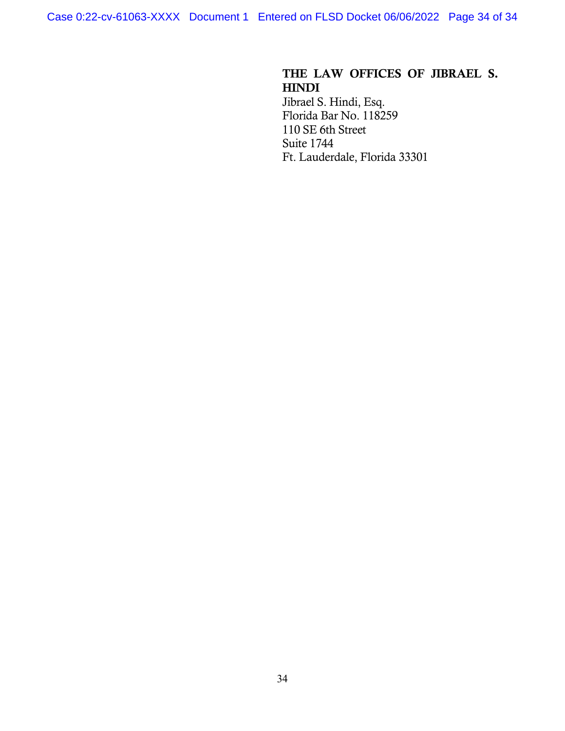**THE LAW OFFICES OF JIBRAEL S. HINDI**
Jibrael S. Hindi, Esq.
Florida Bar No. 118259
110 SE 6th Street
Suite 1744
Ft. Lauderdale, Florida 33301